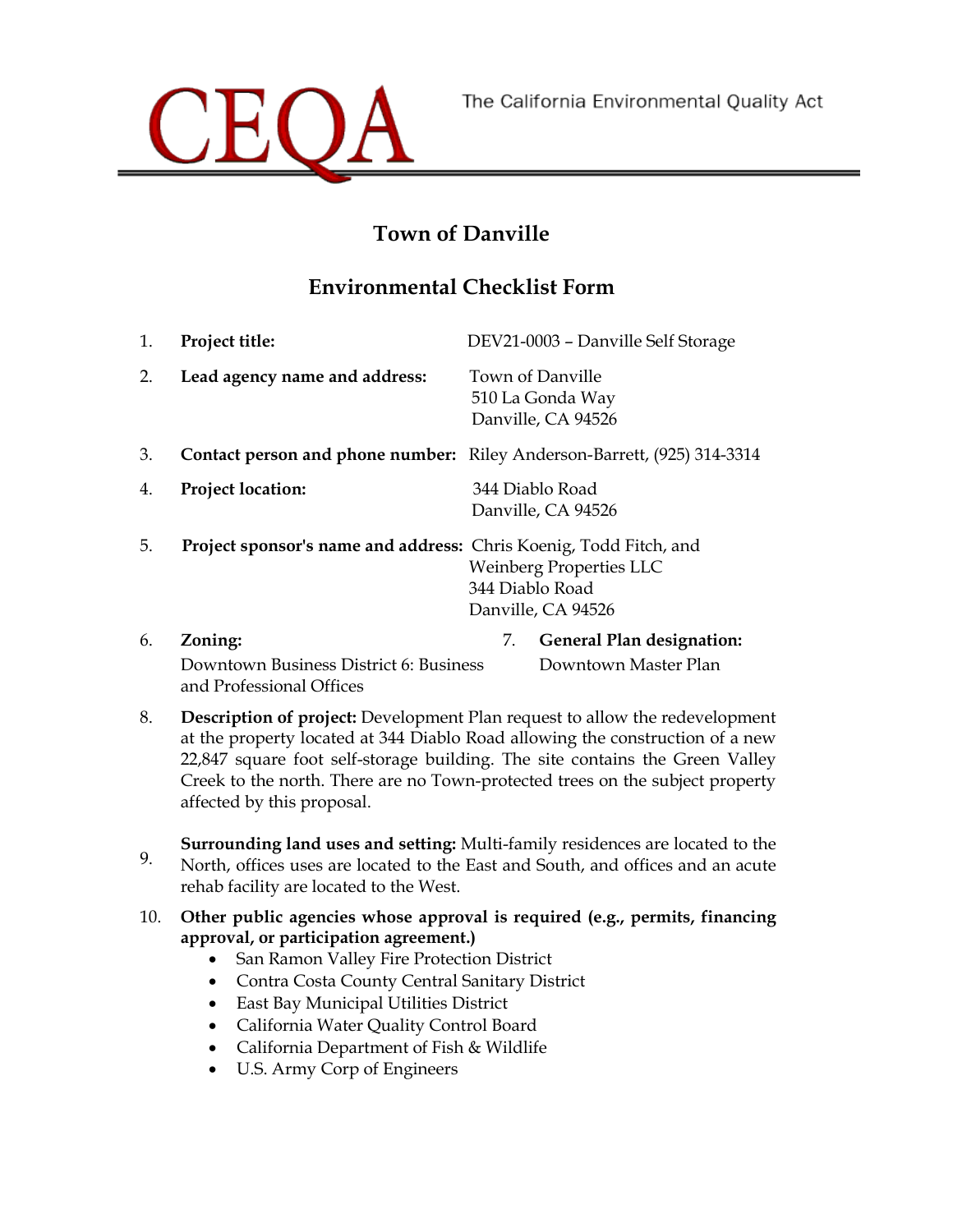CEQA

The California Environmental Quality Act

# Town of Danville

## Environmental Checklist Form

1. **Project title:** DEV21-0003 – Danville Self Storage

2. **Lead agency name and address:** Town of Danville
   510 La Gonda Way
   Danville, CA 94526

3. **Contact person and phone number:** Riley Anderson-Barrett, (925) 314-3314

4. **Project location:** 344 Diablo Road
   Danville, CA 94526

5. **Project sponsor's name and address:** Chris Koenig, Todd Fitch, and Weinberg Properties LLC
   344 Diablo Road
   Danville, CA 94526

6. **Zoning:**
   Downtown Business District 6: Business and Professional Offices

7. **General Plan designation:**
   Downtown Master Plan

8. **Description of project:** Development Plan request to allow the redevelopment at the property located at 344 Diablo Road allowing the construction of a new 22,847 square foot self-storage building. The site contains the Green Valley Creek to the north. There are no Town-protected trees on the subject property affected by this proposal.

9. **Surrounding land uses and setting:** Multi-family residences are located to the North, offices uses are located to the East and South, and offices and an acute rehab facility are located to the West.

10. **Other public agencies whose approval is required (e.g., permits, financing approval, or participation agreement.)**
    - San Ramon Valley Fire Protection District
    - Contra Costa County Central Sanitary District
    - East Bay Municipal Utilities District
    - California Water Quality Control Board
    - California Department of Fish & Wildlife
    - U.S. Army Corp of Engineers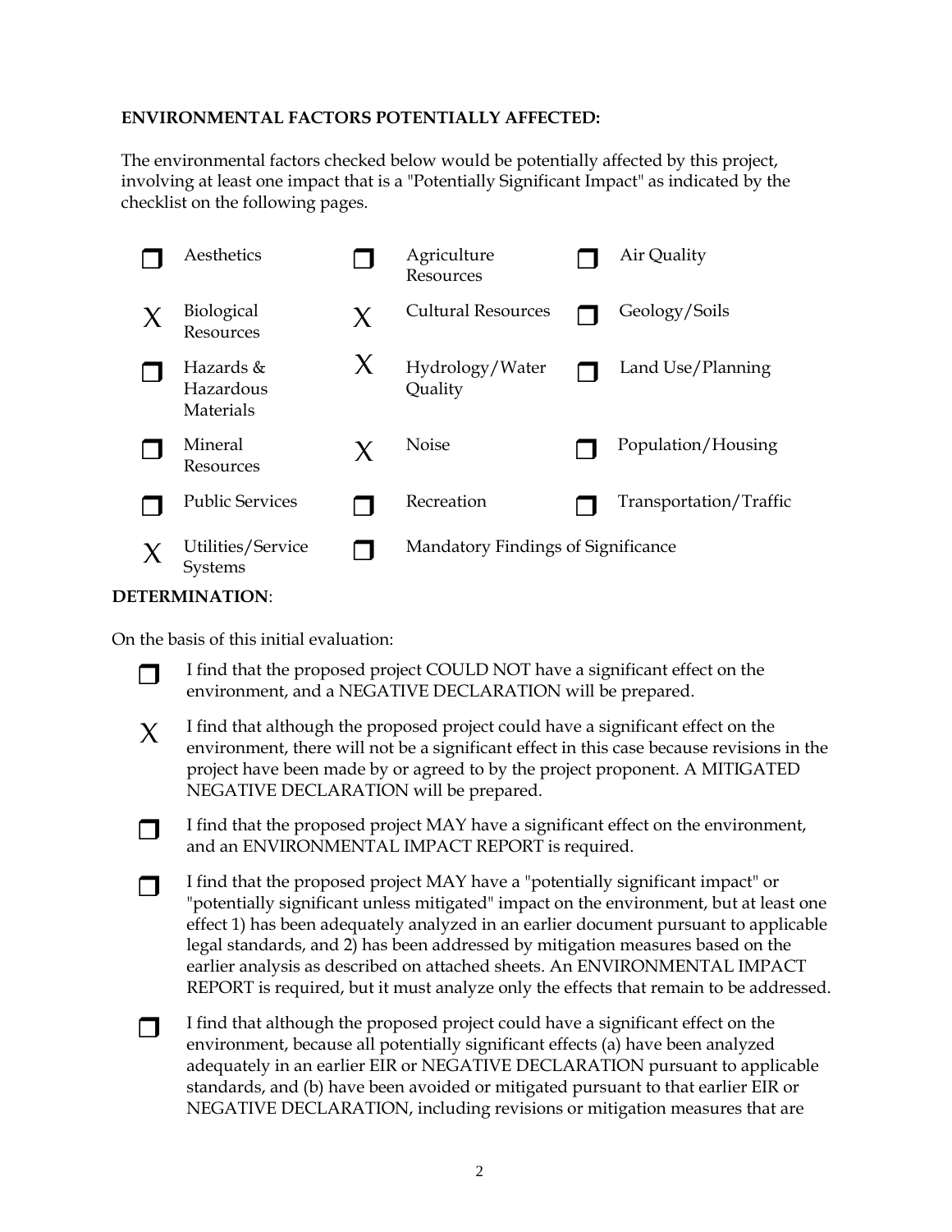**ENVIRONMENTAL FACTORS POTENTIALLY AFFECTED:**

The environmental factors checked below would be potentially affected by this project, involving at least one impact that is a "Potentially Significant Impact" as indicated by the checklist on the following pages.

| | | | | | |
|---|---|---|---|---|---|
| ❒ | Aesthetics | ❒ | Agriculture Resources | ❒ | Air Quality |
| X | Biological Resources | X | Cultural Resources | ❒ | Geology/Soils |
| ❒ | Hazards & Hazardous Materials | X | Hydrology/Water Quality | ❒ | Land Use/Planning |
| ❒ | Mineral Resources | X | Noise | ❒ | Population/Housing |
| ❒ | Public Services | ❒ | Recreation | ❒ | Transportation/Traffic |
| X | Utilities/Service Systems | ❒ | Mandatory Findings of Significance | | |

**DETERMINATION**:

On the basis of this initial evaluation:

❒ I find that the proposed project COULD NOT have a significant effect on the environment, and a NEGATIVE DECLARATION will be prepared.

X I find that although the proposed project could have a significant effect on the environment, there will not be a significant effect in this case because revisions in the project have been made by or agreed to by the project proponent. A MITIGATED NEGATIVE DECLARATION will be prepared.

❒ I find that the proposed project MAY have a significant effect on the environment, and an ENVIRONMENTAL IMPACT REPORT is required.

❒ I find that the proposed project MAY have a "potentially significant impact" or "potentially significant unless mitigated" impact on the environment, but at least one effect 1) has been adequately analyzed in an earlier document pursuant to applicable legal standards, and 2) has been addressed by mitigation measures based on the earlier analysis as described on attached sheets. An ENVIRONMENTAL IMPACT REPORT is required, but it must analyze only the effects that remain to be addressed.

❒ I find that although the proposed project could have a significant effect on the environment, because all potentially significant effects (a) have been analyzed adequately in an earlier EIR or NEGATIVE DECLARATION pursuant to applicable standards, and (b) have been avoided or mitigated pursuant to that earlier EIR or NEGATIVE DECLARATION, including revisions or mitigation measures that are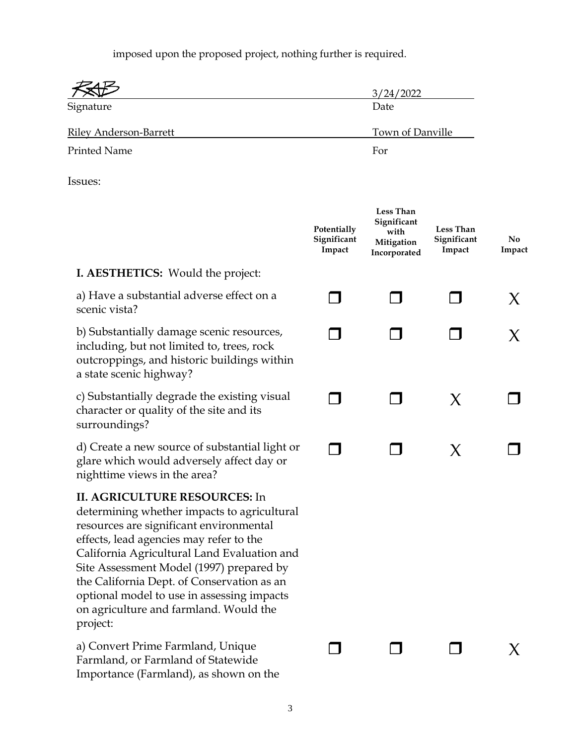imposed upon the proposed project, nothing further is required.

| | |
|---|---|
| RAB | 3/24/2022 |
| Signature | Date |
| Riley Anderson-Barrett | Town of Danville |
| Printed Name | For |

Issues:

| | Potentially Significant Impact | Less Than Significant with Mitigation Incorporated | Less Than Significant Impact | No Impact |
|---|---|---|---|---|
| **I. AESTHETICS:** Would the project: | | | | |
| a) Have a substantial adverse effect on a scenic vista? | ☐ | ☐ | ☐ | X |
| b) Substantially damage scenic resources, including, but not limited to, trees, rock outcroppings, and historic buildings within a state scenic highway? | ☐ | ☐ | ☐ | X |
| c) Substantially degrade the existing visual character or quality of the site and its surroundings? | ☐ | ☐ | X | ☐ |
| d) Create a new source of substantial light or glare which would adversely affect day or nighttime views in the area? | ☐ | ☐ | X | ☐ |
| **II. AGRICULTURE RESOURCES:** In determining whether impacts to agricultural resources are significant environmental effects, lead agencies may refer to the California Agricultural Land Evaluation and Site Assessment Model (1997) prepared by the California Dept. of Conservation as an optional model to use in assessing impacts on agriculture and farmland. Would the project: | | | | |
| a) Convert Prime Farmland, Unique Farmland, or Farmland of Statewide Importance (Farmland), as shown on the | ☐ | ☐ | ☐ | X |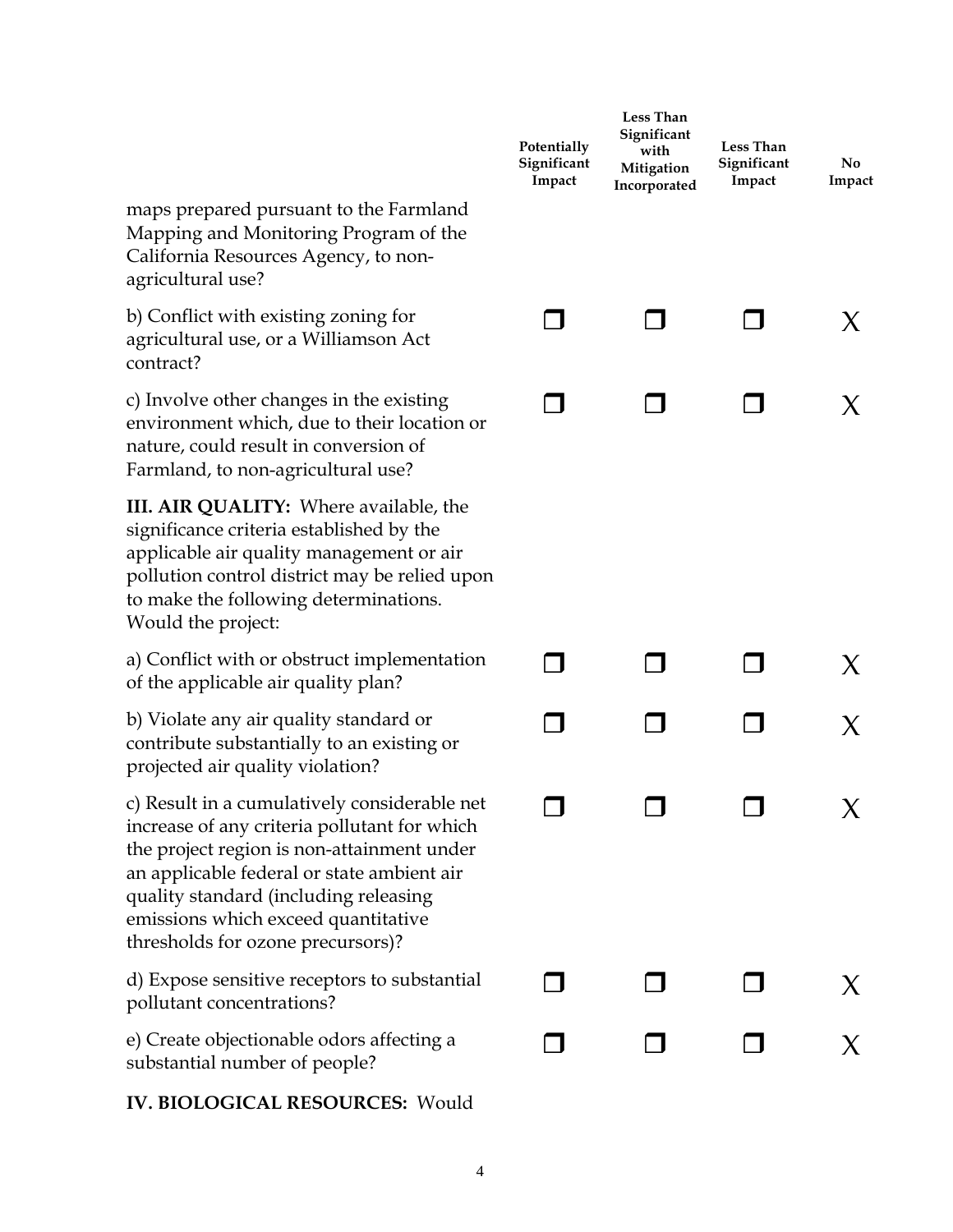| | Potentially Significant Impact | Less Than Significant with Mitigation Incorporated | Less Than Significant Impact | No Impact |
|---|---|---|---|---|
| maps prepared pursuant to the Farmland Mapping and Monitoring Program of the California Resources Agency, to non-agricultural use? | | | | |
| b) Conflict with existing zoning for agricultural use, or a Williamson Act contract? | ❒ | ❒ | ❒ | X |
| c) Involve other changes in the existing environment which, due to their location or nature, could result in conversion of Farmland, to non-agricultural use? | ❒ | ❒ | ❒ | X |
| **III. AIR QUALITY:** Where available, the significance criteria established by the applicable air quality management or air pollution control district may be relied upon to make the following determinations. Would the project: | | | | |
| a) Conflict with or obstruct implementation of the applicable air quality plan? | ❒ | ❒ | ❒ | X |
| b) Violate any air quality standard or contribute substantially to an existing or projected air quality violation? | ❒ | ❒ | ❒ | X |
| c) Result in a cumulatively considerable net increase of any criteria pollutant for which the project region is non-attainment under an applicable federal or state ambient air quality standard (including releasing emissions which exceed quantitative thresholds for ozone precursors)? | ❒ | ❒ | ❒ | X |
| d) Expose sensitive receptors to substantial pollutant concentrations? | ❒ | ❒ | ❒ | X |
| e) Create objectionable odors affecting a substantial number of people? | ❒ | ❒ | ❒ | X |

**IV. BIOLOGICAL RESOURCES:** Would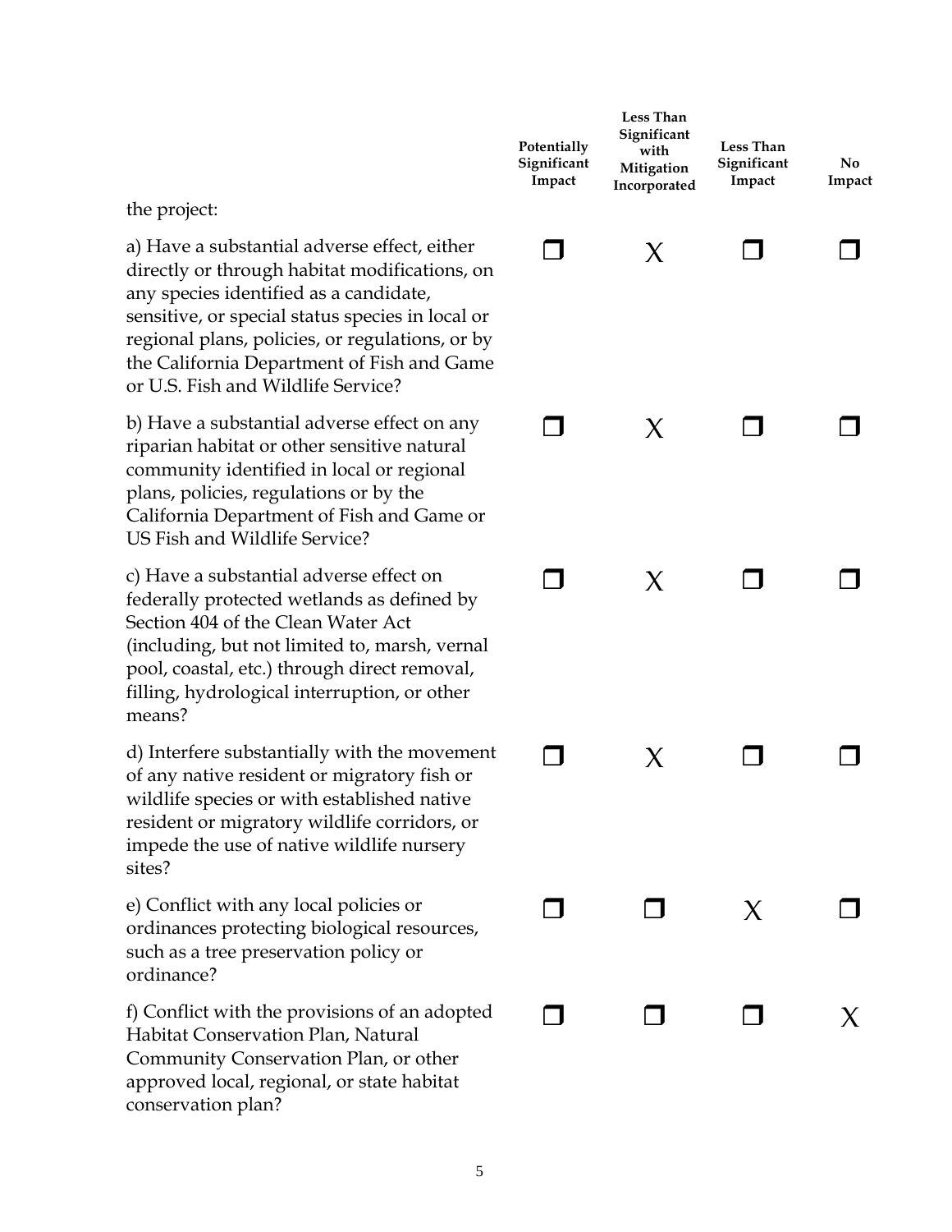| the project: | Potentially Significant Impact | Less Than Significant with Mitigation Incorporated | Less Than Significant Impact | No Impact |
|---|---|---|---|---|
| a) Have a substantial adverse effect, either directly or through habitat modifications, on any species identified as a candidate, sensitive, or special status species in local or regional plans, policies, or regulations, or by the California Department of Fish and Game or U.S. Fish and Wildlife Service? | ❒ | X | ❒ | ❒ |
| b) Have a substantial adverse effect on any riparian habitat or other sensitive natural community identified in local or regional plans, policies, regulations or by the California Department of Fish and Game or US Fish and Wildlife Service? | ❒ | X | ❒ | ❒ |
| c) Have a substantial adverse effect on federally protected wetlands as defined by Section 404 of the Clean Water Act (including, but not limited to, marsh, vernal pool, coastal, etc.) through direct removal, filling, hydrological interruption, or other means? | ❒ | X | ❒ | ❒ |
| d) Interfere substantially with the movement of any native resident or migratory fish or wildlife species or with established native resident or migratory wildlife corridors, or impede the use of native wildlife nursery sites? | ❒ | X | ❒ | ❒ |
| e) Conflict with any local policies or ordinances protecting biological resources, such as a tree preservation policy or ordinance? | ❒ | ❒ | X | ❒ |
| f) Conflict with the provisions of an adopted Habitat Conservation Plan, Natural Community Conservation Plan, or other approved local, regional, or state habitat conservation plan? | ❒ | ❒ | ❒ | X |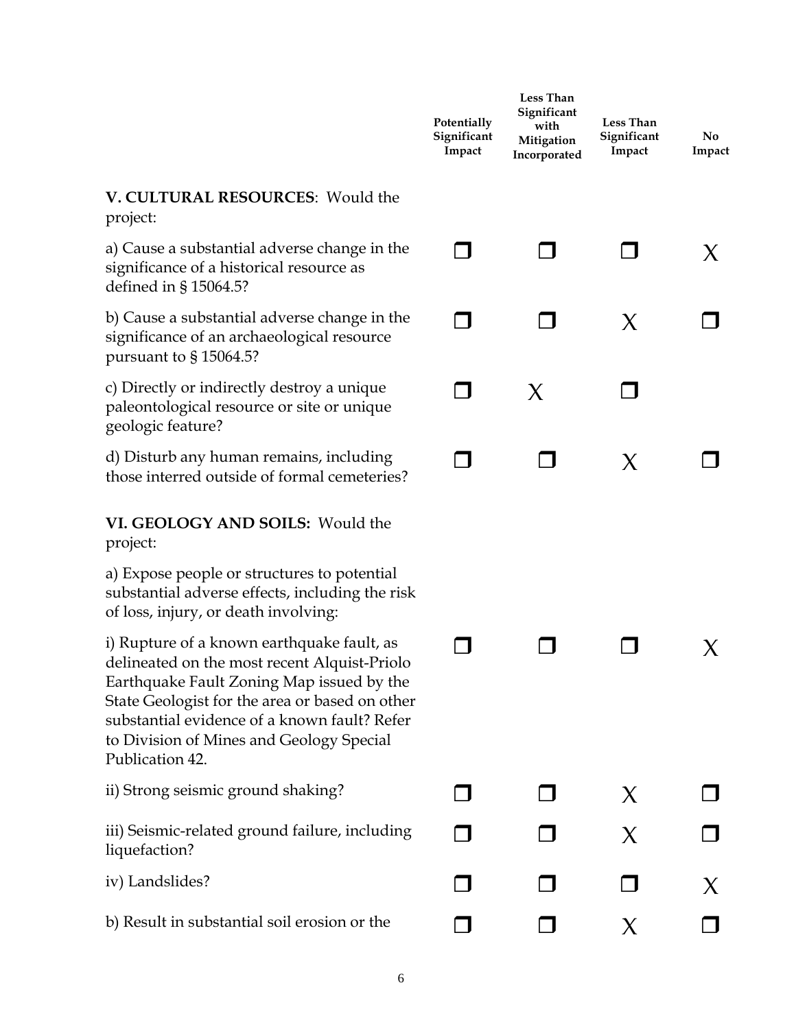| | Potentially Significant Impact | Less Than Significant with Mitigation Incorporated | Less Than Significant Impact | No Impact |
|---|---|---|---|---|
| **V. CULTURAL RESOURCES**: Would the project: | | | | |
| a) Cause a substantial adverse change in the significance of a historical resource as defined in § 15064.5? | ❐ | ❐ | ❐ | X |
| b) Cause a substantial adverse change in the significance of an archaeological resource pursuant to § 15064.5? | ❐ | ❐ | X | ❐ |
| c) Directly or indirectly destroy a unique paleontological resource or site or unique geologic feature? | ❐ | X | ❐ | |
| d) Disturb any human remains, including those interred outside of formal cemeteries? | ❐ | ❐ | X | ❐ |
| **VI. GEOLOGY AND SOILS:** Would the project: | | | | |
| a) Expose people or structures to potential substantial adverse effects, including the risk of loss, injury, or death involving: | | | | |
| i) Rupture of a known earthquake fault, as delineated on the most recent Alquist-Priolo Earthquake Fault Zoning Map issued by the State Geologist for the area or based on other substantial evidence of a known fault? Refer to Division of Mines and Geology Special Publication 42. | ❐ | ❐ | ❐ | X |
| ii) Strong seismic ground shaking? | ❐ | ❐ | X | ❐ |
| iii) Seismic-related ground failure, including liquefaction? | ❐ | ❐ | X | ❐ |
| iv) Landslides? | ❐ | ❐ | ❐ | X |
| b) Result in substantial soil erosion or the | ❐ | ❐ | X | ❐ |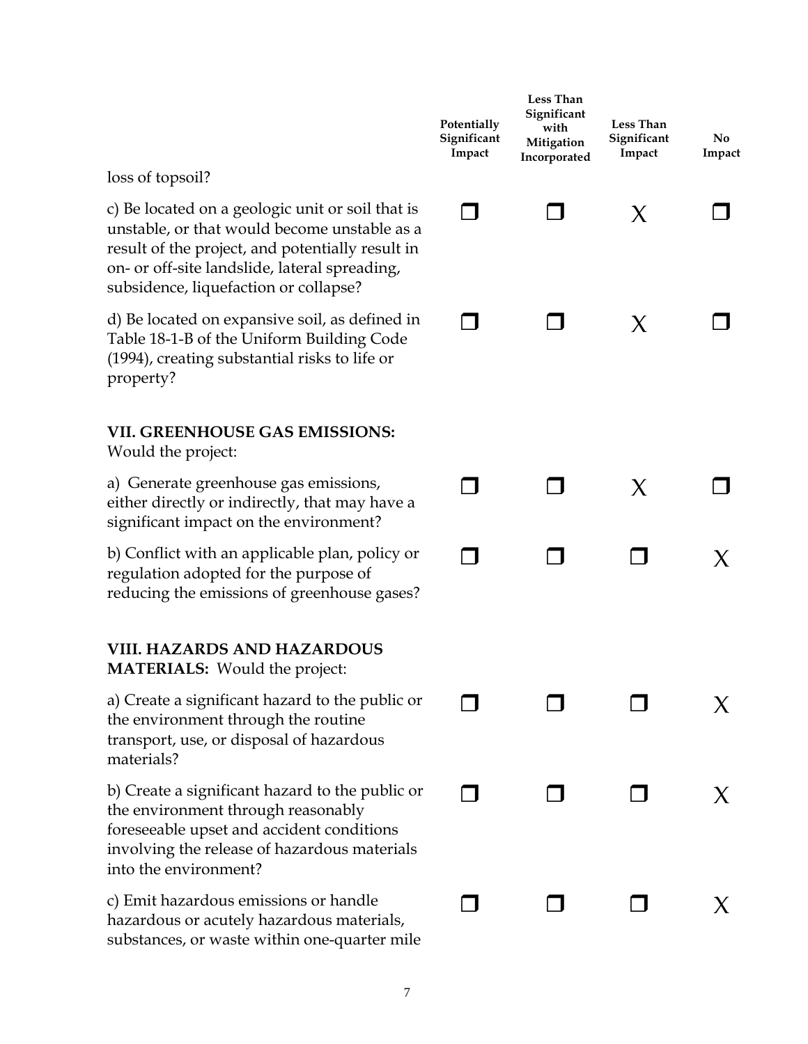| | Potentially Significant Impact | Less Than Significant with Mitigation Incorporated | Less Than Significant Impact | No Impact |
|---|---|---|---|---|
| loss of topsoil? | | | | |
| c) Be located on a geologic unit or soil that is unstable, or that would become unstable as a result of the project, and potentially result in on- or off-site landslide, lateral spreading, subsidence, liquefaction or collapse? | ❐ | ❐ | X | ❐ |
| d) Be located on expansive soil, as defined in Table 18-1-B of the Uniform Building Code (1994), creating substantial risks to life or property? | ❐ | ❐ | X | ❐ |
| **VII. GREENHOUSE GAS EMISSIONS:** Would the project: | | | | |
| a) Generate greenhouse gas emissions, either directly or indirectly, that may have a significant impact on the environment? | ❐ | ❐ | X | ❐ |
| b) Conflict with an applicable plan, policy or regulation adopted for the purpose of reducing the emissions of greenhouse gases? | ❐ | ❐ | ❐ | X |
| **VIII. HAZARDS AND HAZARDOUS MATERIALS:** Would the project: | | | | |
| a) Create a significant hazard to the public or the environment through the routine transport, use, or disposal of hazardous materials? | ❐ | ❐ | ❐ | X |
| b) Create a significant hazard to the public or the environment through reasonably foreseeable upset and accident conditions involving the release of hazardous materials into the environment? | ❐ | ❐ | ❐ | X |
| c) Emit hazardous emissions or handle hazardous or acutely hazardous materials, substances, or waste within one-quarter mile | ❐ | ❐ | ❐ | X |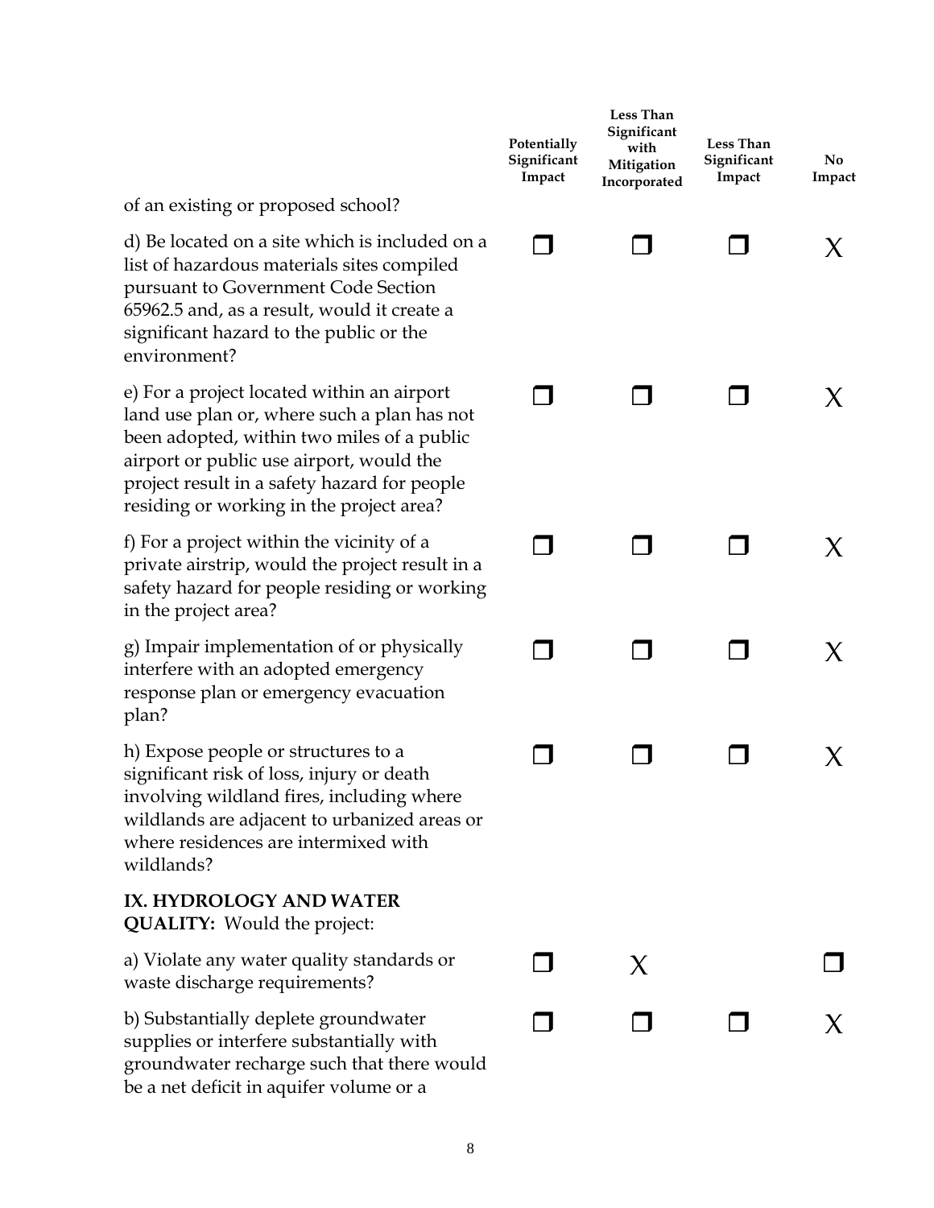| | Potentially Significant Impact | Less Than Significant with Mitigation Incorporated | Less Than Significant Impact | No Impact |
|---|---|---|---|---|
| of an existing or proposed school? | | | | |
| d) Be located on a site which is included on a list of hazardous materials sites compiled pursuant to Government Code Section 65962.5 and, as a result, would it create a significant hazard to the public or the environment? | ❒ | ❒ | ❒ | X |
| e) For a project located within an airport land use plan or, where such a plan has not been adopted, within two miles of a public airport or public use airport, would the project result in a safety hazard for people residing or working in the project area? | ❒ | ❒ | ❒ | X |
| f) For a project within the vicinity of a private airstrip, would the project result in a safety hazard for people residing or working in the project area? | ❒ | ❒ | ❒ | X |
| g) Impair implementation of or physically interfere with an adopted emergency response plan or emergency evacuation plan? | ❒ | ❒ | ❒ | X |
| h) Expose people or structures to a significant risk of loss, injury or death involving wildland fires, including where wildlands are adjacent to urbanized areas or where residences are intermixed with wildlands? | ❒ | ❒ | ❒ | X |
| **IX. HYDROLOGY AND WATER QUALITY:** Would the project: | | | | |
| a) Violate any water quality standards or waste discharge requirements? | ❒ | X | | ❒ |
| b) Substantially deplete groundwater supplies or interfere substantially with groundwater recharge such that there would be a net deficit in aquifer volume or a | ❒ | ❒ | ❒ | X |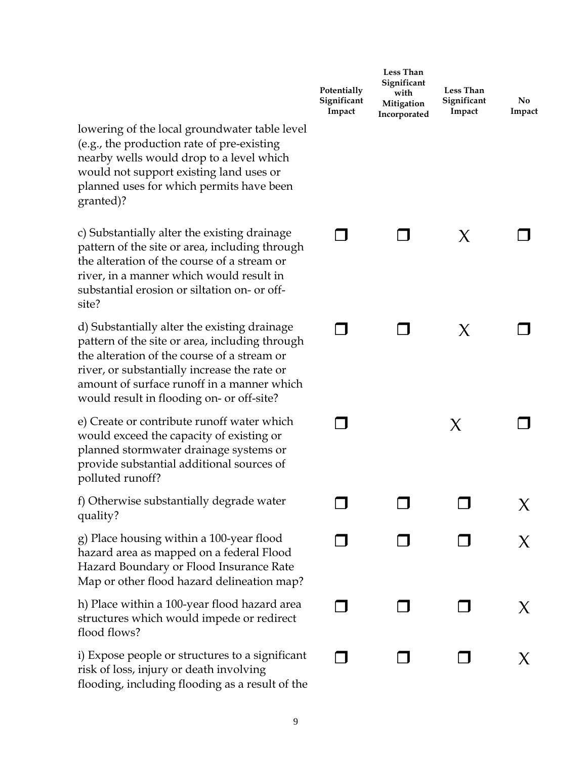| | Potentially Significant Impact | Less Than Significant with Mitigation Incorporated | Less Than Significant Impact | No Impact |
|---|---|---|---|---|
| lowering of the local groundwater table level (e.g., the production rate of pre-existing nearby wells would drop to a level which would not support existing land uses or planned uses for which permits have been granted)? | | | | |
| c) Substantially alter the existing drainage pattern of the site or area, including through the alteration of the course of a stream or river, in a manner which would result in substantial erosion or siltation on- or off-site? | ❐ | ❐ | X | ❐ |
| d) Substantially alter the existing drainage pattern of the site or area, including through the alteration of the course of a stream or river, or substantially increase the rate or amount of surface runoff in a manner which would result in flooding on- or off-site? | ❐ | ❐ | X | ❐ |
| e) Create or contribute runoff water which would exceed the capacity of existing or planned stormwater drainage systems or provide substantial additional sources of polluted runoff? | ❐ | | X | ❐ |
| f) Otherwise substantially degrade water quality? | ❐ | ❐ | ❐ | X |
| g) Place housing within a 100-year flood hazard area as mapped on a federal Flood Hazard Boundary or Flood Insurance Rate Map or other flood hazard delineation map? | ❐ | ❐ | ❐ | X |
| h) Place within a 100-year flood hazard area structures which would impede or redirect flood flows? | ❐ | ❐ | ❐ | X |
| i) Expose people or structures to a significant risk of loss, injury or death involving flooding, including flooding as a result of the | ❐ | ❐ | ❐ | X |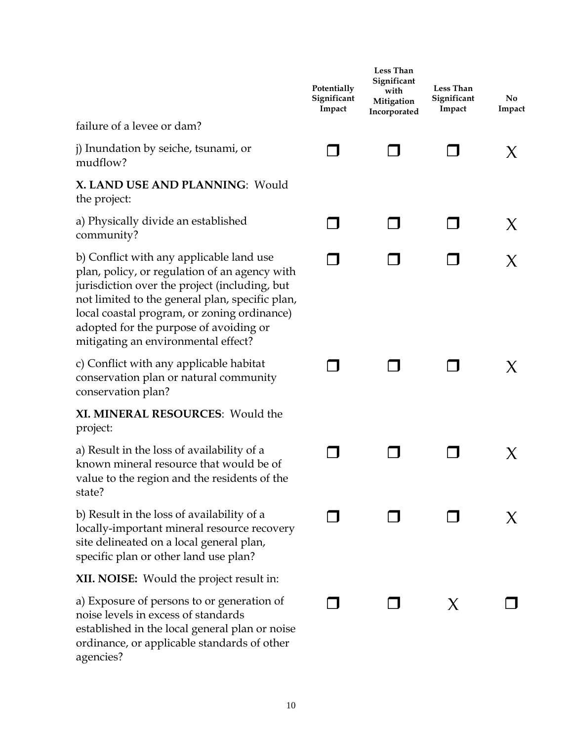| | Potentially Significant Impact | Less Than Significant with Mitigation Incorporated | Less Than Significant Impact | No Impact |
|---|---|---|---|---|
| failure of a levee or dam? | | | | |
| j) Inundation by seiche, tsunami, or mudflow? | ❐ | ❐ | ❐ | X |
| **X. LAND USE AND PLANNING**: Would the project: | | | | |
| a) Physically divide an established community? | ❐ | ❐ | ❐ | X |
| b) Conflict with any applicable land use plan, policy, or regulation of an agency with jurisdiction over the project (including, but not limited to the general plan, specific plan, local coastal program, or zoning ordinance) adopted for the purpose of avoiding or mitigating an environmental effect? | ❐ | ❐ | ❐ | X |
| c) Conflict with any applicable habitat conservation plan or natural community conservation plan? | ❐ | ❐ | ❐ | X |
| **XI. MINERAL RESOURCES**: Would the project: | | | | |
| a) Result in the loss of availability of a known mineral resource that would be of value to the region and the residents of the state? | ❐ | ❐ | ❐ | X |
| b) Result in the loss of availability of a locally-important mineral resource recovery site delineated on a local general plan, specific plan or other land use plan? | ❐ | ❐ | ❐ | X |
| **XII. NOISE:** Would the project result in: | | | | |
| a) Exposure of persons to or generation of noise levels in excess of standards established in the local general plan or noise ordinance, or applicable standards of other agencies? | ❐ | ❐ | X | ❐ |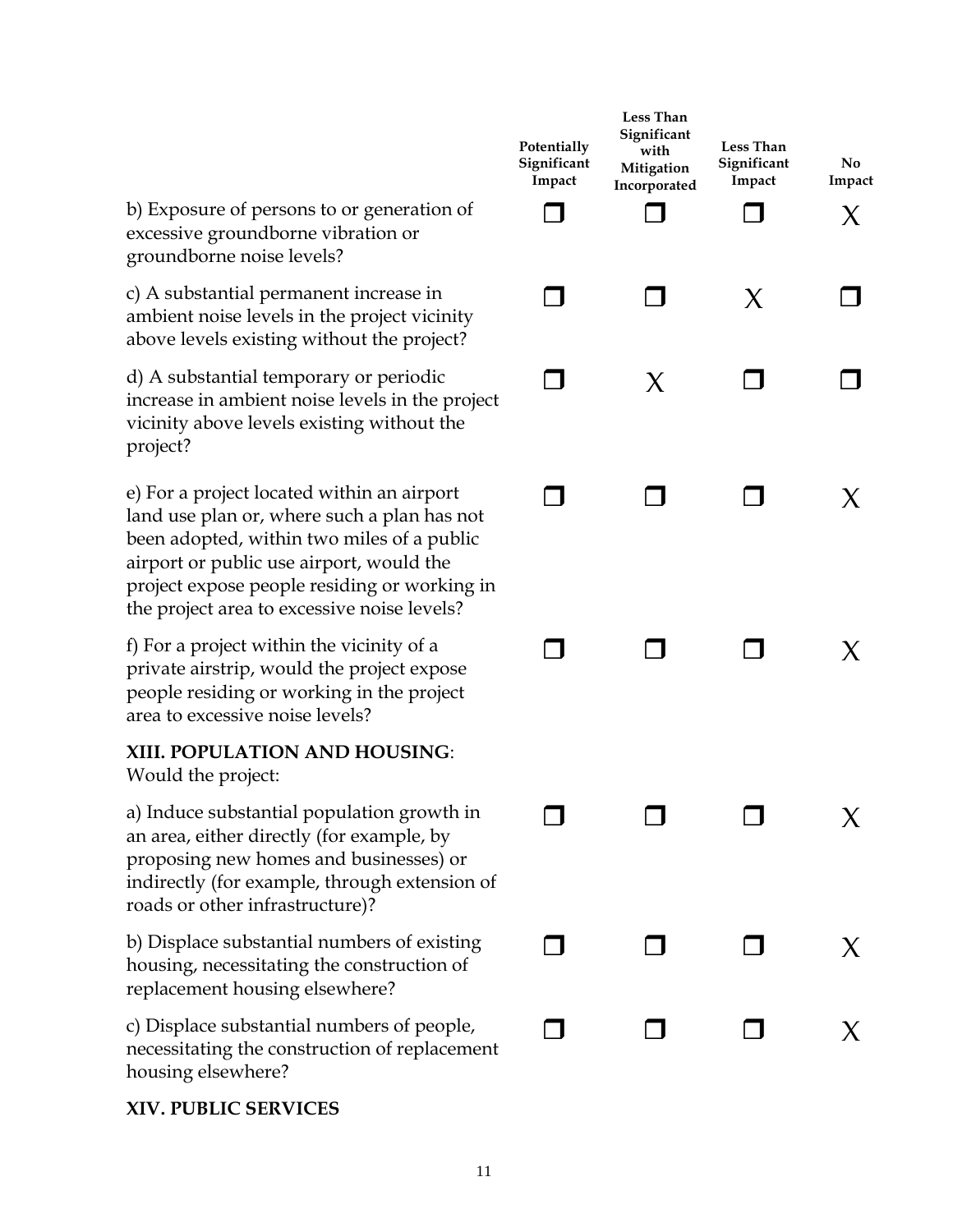| | Potentially Significant Impact | Less Than Significant with Mitigation Incorporated | Less Than Significant Impact | No Impact |
|---|---|---|---|---|
| b) Exposure of persons to or generation of excessive groundborne vibration or groundborne noise levels? | ❒ | ❒ | ❒ | X |
| c) A substantial permanent increase in ambient noise levels in the project vicinity above levels existing without the project? | ❒ | ❒ | X | ❒ |
| d) A substantial temporary or periodic increase in ambient noise levels in the project vicinity above levels existing without the project? | ❒ | X | ❒ | ❒ |
| e) For a project located within an airport land use plan or, where such a plan has not been adopted, within two miles of a public airport or public use airport, would the project expose people residing or working in the project area to excessive noise levels? | ❒ | ❒ | ❒ | X |
| f) For a project within the vicinity of a private airstrip, would the project expose people residing or working in the project area to excessive noise levels? | ❒ | ❒ | ❒ | X |
| **XIII. POPULATION AND HOUSING**: Would the project: | | | | |
| a) Induce substantial population growth in an area, either directly (for example, by proposing new homes and businesses) or indirectly (for example, through extension of roads or other infrastructure)? | ❒ | ❒ | ❒ | X |
| b) Displace substantial numbers of existing housing, necessitating the construction of replacement housing elsewhere? | ❒ | ❒ | ❒ | X |
| c) Displace substantial numbers of people, necessitating the construction of replacement housing elsewhere? | ❒ | ❒ | ❒ | X |

**XIV. PUBLIC SERVICES**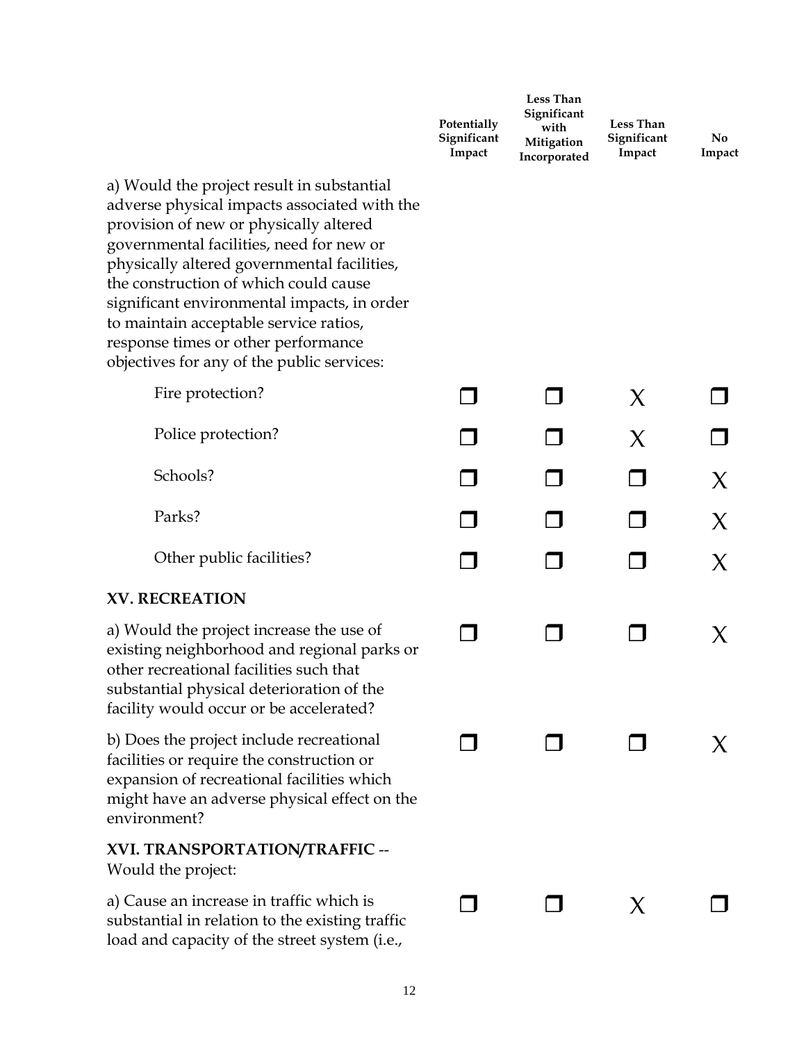| | Potentially Significant Impact | Less Than Significant with Mitigation Incorporated | Less Than Significant Impact | No Impact |
|---|---|---|---|---|
| a) Would the project result in substantial adverse physical impacts associated with the provision of new or physically altered governmental facilities, need for new or physically altered governmental facilities, the construction of which could cause significant environmental impacts, in order to maintain acceptable service ratios, response times or other performance objectives for any of the public services: | | | | |
| Fire protection? | ❒ | ❒ | X | ❒ |
| Police protection? | ❒ | ❒ | X | ❒ |
| Schools? | ❒ | ❒ | ❒ | X |
| Parks? | ❒ | ❒ | ❒ | X |
| Other public facilities? | ❒ | ❒ | ❒ | X |
| **XV. RECREATION** | | | | |
| a) Would the project increase the use of existing neighborhood and regional parks or other recreational facilities such that substantial physical deterioration of the facility would occur or be accelerated? | ❒ | ❒ | ❒ | X |
| b) Does the project include recreational facilities or require the construction or expansion of recreational facilities which might have an adverse physical effect on the environment? | ❒ | ❒ | ❒ | X |
| **XVI. TRANSPORTATION/TRAFFIC** -- Would the project: | | | | |
| a) Cause an increase in traffic which is substantial in relation to the existing traffic load and capacity of the street system (i.e., | ❒ | ❒ | X | ❒ |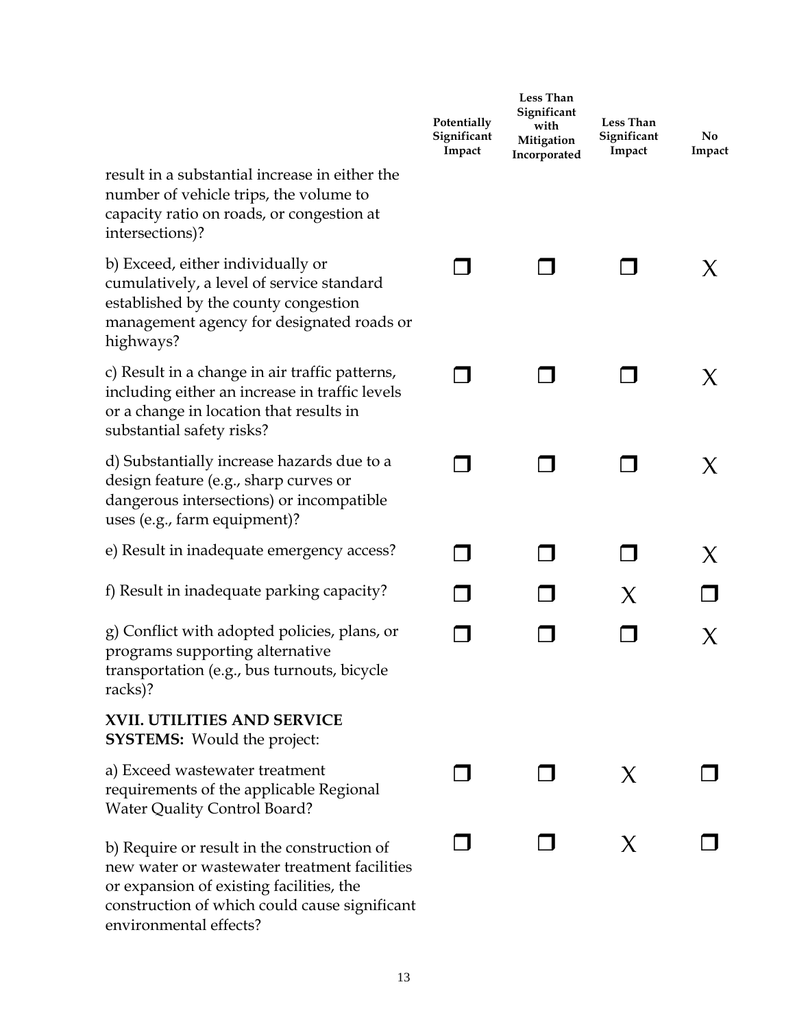| | Potentially Significant Impact | Less Than Significant with Mitigation Incorporated | Less Than Significant Impact | No Impact |
|---|---|---|---|---|
| result in a substantial increase in either the number of vehicle trips, the volume to capacity ratio on roads, or congestion at intersections)? | | | | |
| b) Exceed, either individually or cumulatively, a level of service standard established by the county congestion management agency for designated roads or highways? | ❐ | ❐ | ❐ | X |
| c) Result in a change in air traffic patterns, including either an increase in traffic levels or a change in location that results in substantial safety risks? | ❐ | ❐ | ❐ | X |
| d) Substantially increase hazards due to a design feature (e.g., sharp curves or dangerous intersections) or incompatible uses (e.g., farm equipment)? | ❐ | ❐ | ❐ | X |
| e) Result in inadequate emergency access? | ❐ | ❐ | ❐ | X |
| f) Result in inadequate parking capacity? | ❐ | ❐ | X | ❐ |
| g) Conflict with adopted policies, plans, or programs supporting alternative transportation (e.g., bus turnouts, bicycle racks)? | ❐ | ❐ | ❐ | X |
| **XVII. UTILITIES AND SERVICE SYSTEMS:** Would the project: | | | | |
| a) Exceed wastewater treatment requirements of the applicable Regional Water Quality Control Board? | ❐ | ❐ | X | ❐ |
| b) Require or result in the construction of new water or wastewater treatment facilities or expansion of existing facilities, the construction of which could cause significant environmental effects? | ❐ | ❐ | X | ❐ |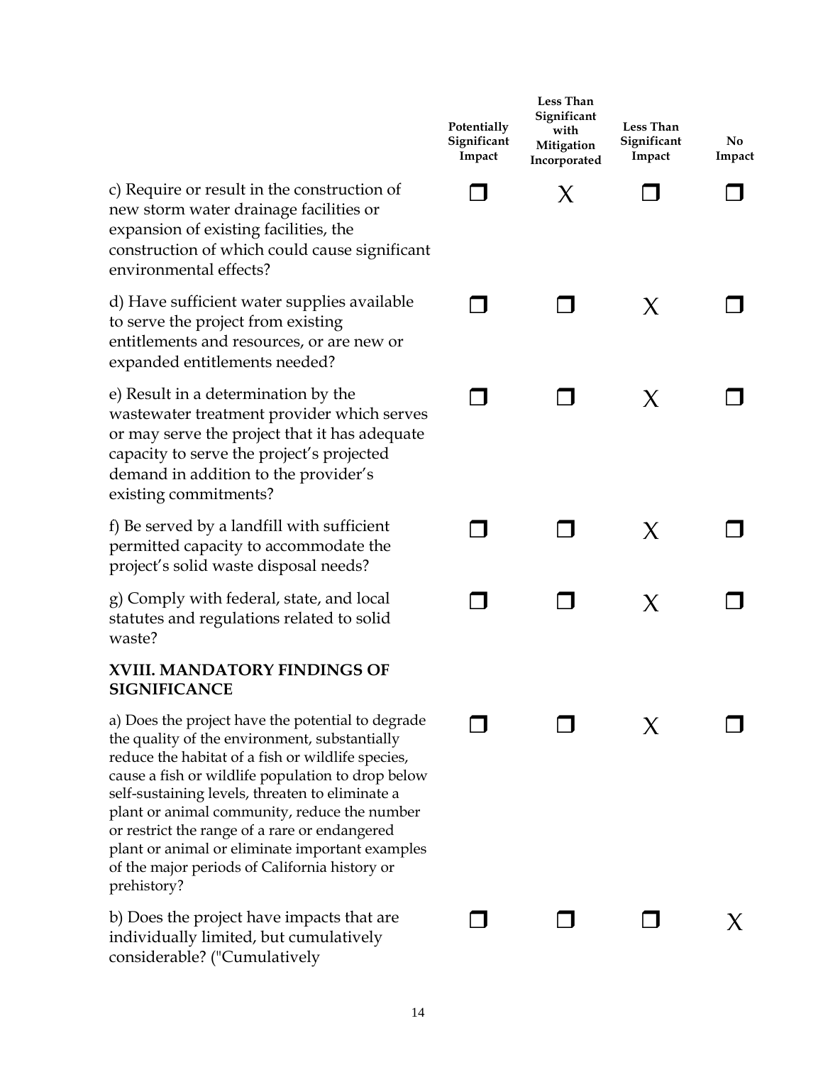| | Potentially Significant Impact | Less Than Significant with Mitigation Incorporated | Less Than Significant Impact | No Impact |
|---|---|---|---|---|
| c) Require or result in the construction of new storm water drainage facilities or expansion of existing facilities, the construction of which could cause significant environmental effects? | ❐ | X | ❐ | ❐ |
| d) Have sufficient water supplies available to serve the project from existing entitlements and resources, or are new or expanded entitlements needed? | ❐ | ❐ | X | ❐ |
| e) Result in a determination by the wastewater treatment provider which serves or may serve the project that it has adequate capacity to serve the project's projected demand in addition to the provider's existing commitments? | ❐ | ❐ | X | ❐ |
| f) Be served by a landfill with sufficient permitted capacity to accommodate the project's solid waste disposal needs? | ❐ | ❐ | X | ❐ |
| g) Comply with federal, state, and local statutes and regulations related to solid waste? | ❐ | ❐ | X | ❐ |
| **XVIII. MANDATORY FINDINGS OF SIGNIFICANCE** | | | | |
| a) Does the project have the potential to degrade the quality of the environment, substantially reduce the habitat of a fish or wildlife species, cause a fish or wildlife population to drop below self-sustaining levels, threaten to eliminate a plant or animal community, reduce the number or restrict the range of a rare or endangered plant or animal or eliminate important examples of the major periods of California history or prehistory? | ❐ | ❐ | X | ❐ |
| b) Does the project have impacts that are individually limited, but cumulatively considerable? ("Cumulatively | ❐ | ❐ | ❐ | X |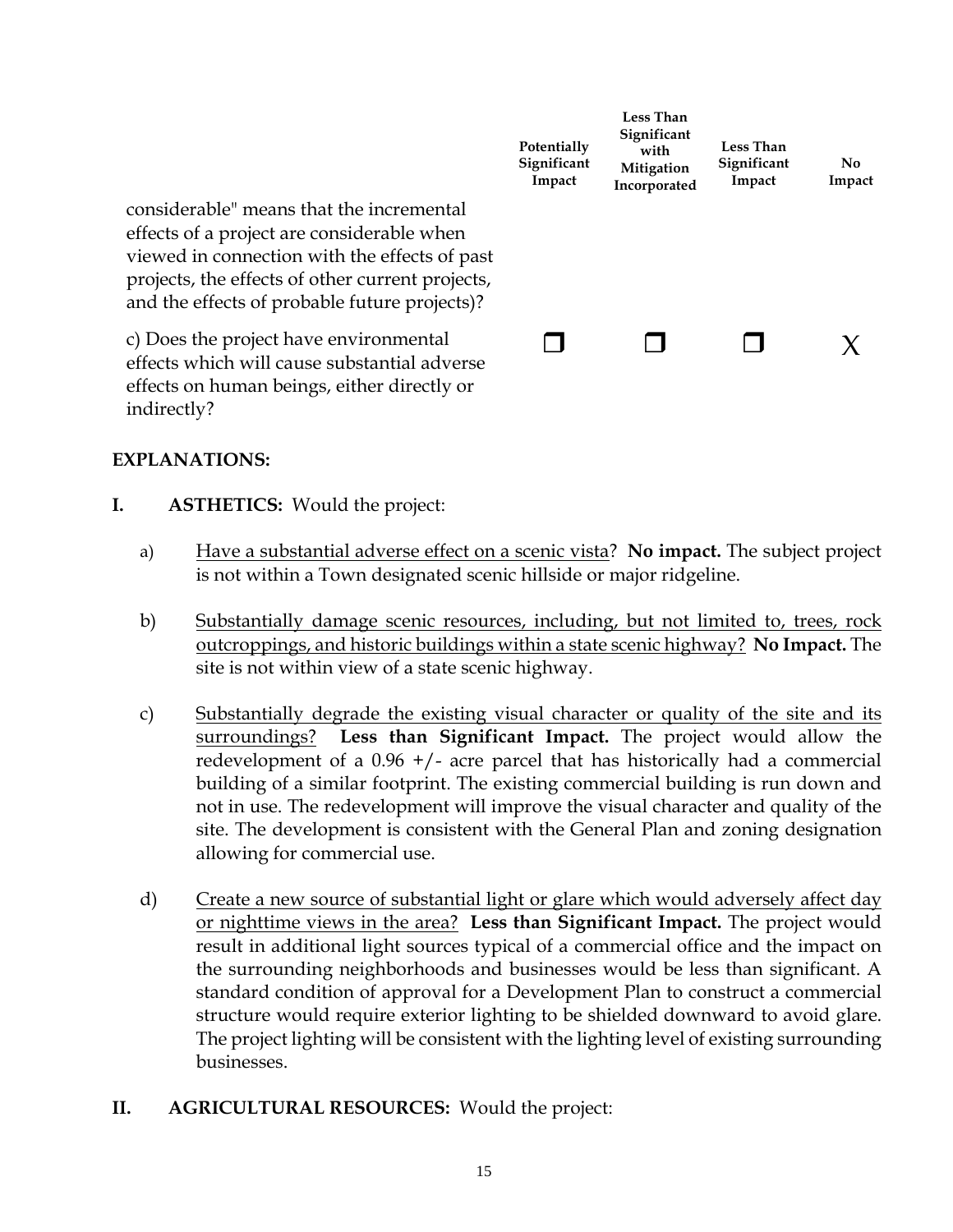| | Potentially Significant Impact | Less Than Significant with Mitigation Incorporated | Less Than Significant Impact | No Impact |
|---|---|---|---|---|
| considerable" means that the incremental effects of a project are considerable when viewed in connection with the effects of past projects, the effects of other current projects, and the effects of probable future projects)? | | | | |
| c) Does the project have environmental effects which will cause substantial adverse effects on human beings, either directly or indirectly? | ❒ | ❒ | ❒ | X |

**EXPLANATIONS:**

**I. ASTHETICS:** Would the project:

a) Have a substantial adverse effect on a scenic vista? **No impact.** The subject project is not within a Town designated scenic hillside or major ridgeline.

b) Substantially damage scenic resources, including, but not limited to, trees, rock outcroppings, and historic buildings within a state scenic highway? **No Impact.** The site is not within view of a state scenic highway.

c) Substantially degrade the existing visual character or quality of the site and its surroundings? **Less than Significant Impact.** The project would allow the redevelopment of a 0.96 +/- acre parcel that has historically had a commercial building of a similar footprint. The existing commercial building is run down and not in use. The redevelopment will improve the visual character and quality of the site. The development is consistent with the General Plan and zoning designation allowing for commercial use.

d) Create a new source of substantial light or glare which would adversely affect day or nighttime views in the area? **Less than Significant Impact.** The project would result in additional light sources typical of a commercial office and the impact on the surrounding neighborhoods and businesses would be less than significant. A standard condition of approval for a Development Plan to construct a commercial structure would require exterior lighting to be shielded downward to avoid glare. The project lighting will be consistent with the lighting level of existing surrounding businesses.

**II. AGRICULTURAL RESOURCES:** Would the project: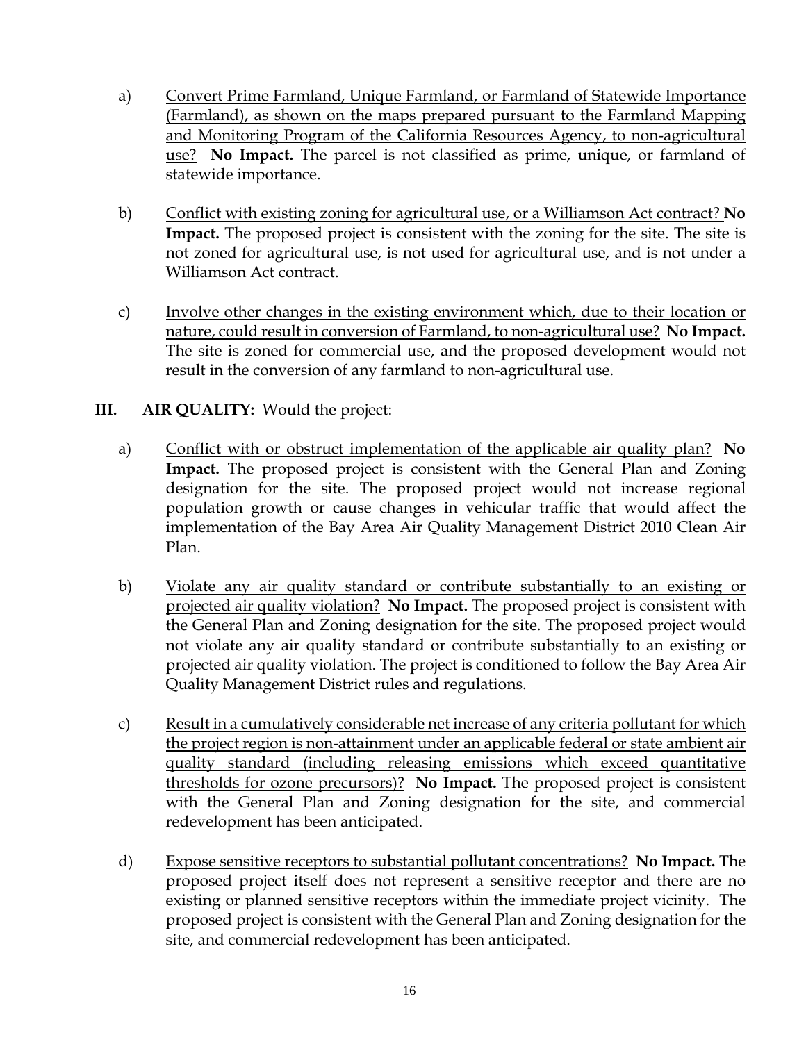a) Convert Prime Farmland, Unique Farmland, or Farmland of Statewide Importance (Farmland), as shown on the maps prepared pursuant to the Farmland Mapping and Monitoring Program of the California Resources Agency, to non-agricultural use? **No Impact.** The parcel is not classified as prime, unique, or farmland of statewide importance.

b) Conflict with existing zoning for agricultural use, or a Williamson Act contract? **No Impact.** The proposed project is consistent with the zoning for the site. The site is not zoned for agricultural use, is not used for agricultural use, and is not under a Williamson Act contract.

c) Involve other changes in the existing environment which, due to their location or nature, could result in conversion of Farmland, to non-agricultural use? **No Impact.** The site is zoned for commercial use, and the proposed development would not result in the conversion of any farmland to non-agricultural use.

## III. AIR QUALITY: Would the project:

a) Conflict with or obstruct implementation of the applicable air quality plan? **No Impact.** The proposed project is consistent with the General Plan and Zoning designation for the site. The proposed project would not increase regional population growth or cause changes in vehicular traffic that would affect the implementation of the Bay Area Air Quality Management District 2010 Clean Air Plan.

b) Violate any air quality standard or contribute substantially to an existing or projected air quality violation? **No Impact.** The proposed project is consistent with the General Plan and Zoning designation for the site. The proposed project would not violate any air quality standard or contribute substantially to an existing or projected air quality violation. The project is conditioned to follow the Bay Area Air Quality Management District rules and regulations.

c) Result in a cumulatively considerable net increase of any criteria pollutant for which the project region is non-attainment under an applicable federal or state ambient air quality standard (including releasing emissions which exceed quantitative thresholds for ozone precursors)? **No Impact.** The proposed project is consistent with the General Plan and Zoning designation for the site, and commercial redevelopment has been anticipated.

d) Expose sensitive receptors to substantial pollutant concentrations? **No Impact.** The proposed project itself does not represent a sensitive receptor and there are no existing or planned sensitive receptors within the immediate project vicinity. The proposed project is consistent with the General Plan and Zoning designation for the site, and commercial redevelopment has been anticipated.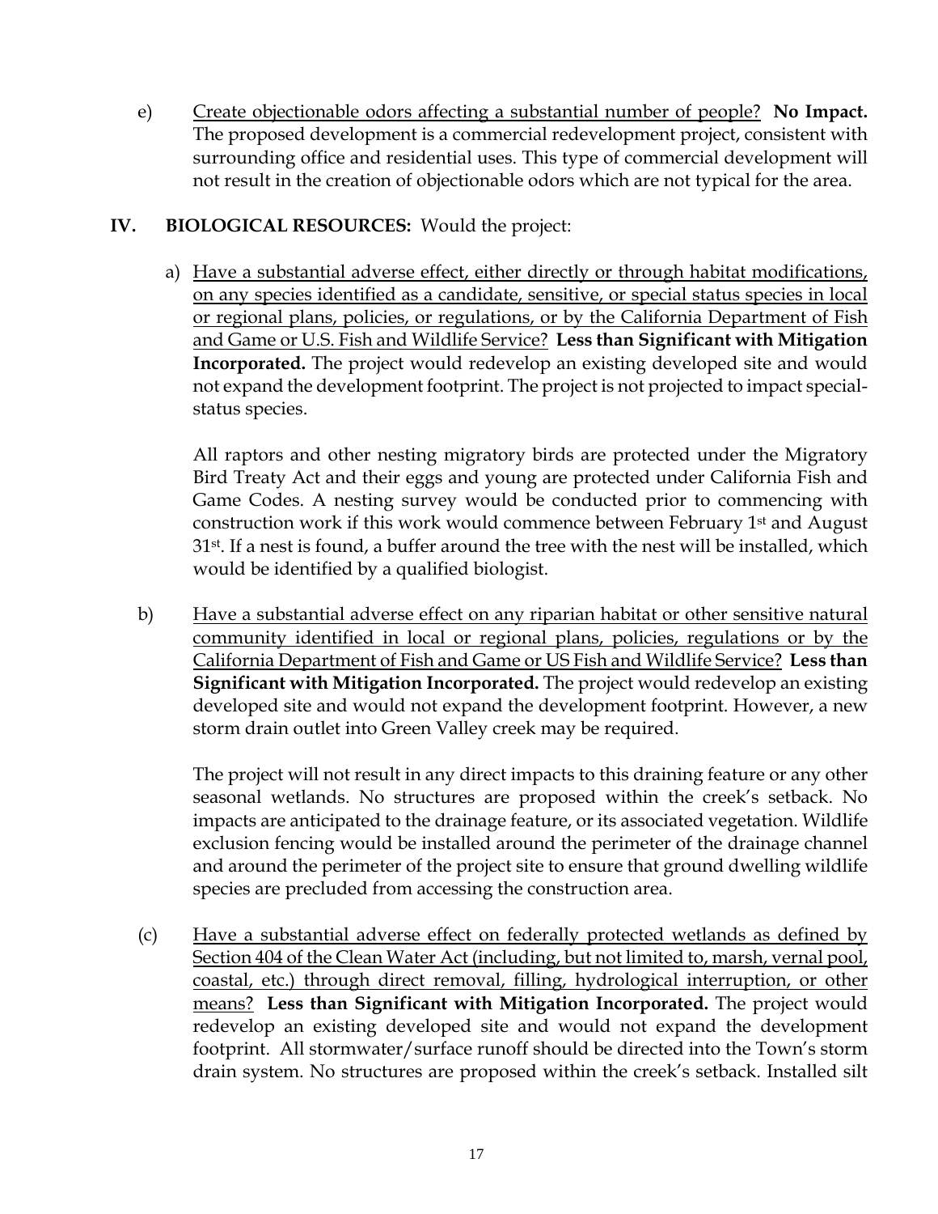e) Create objectionable odors affecting a substantial number of people? **No Impact.** The proposed development is a commercial redevelopment project, consistent with surrounding office and residential uses. This type of commercial development will not result in the creation of objectionable odors which are not typical for the area.

## IV. BIOLOGICAL RESOURCES: Would the project:

a) Have a substantial adverse effect, either directly or through habitat modifications, on any species identified as a candidate, sensitive, or special status species in local or regional plans, policies, or regulations, or by the California Department of Fish and Game or U.S. Fish and Wildlife Service? **Less than Significant with Mitigation Incorporated.** The project would redevelop an existing developed site and would not expand the development footprint. The project is not projected to impact special-status species.

All raptors and other nesting migratory birds are protected under the Migratory Bird Treaty Act and their eggs and young are protected under California Fish and Game Codes. A nesting survey would be conducted prior to commencing with construction work if this work would commence between February 1st and August 31st. If a nest is found, a buffer around the tree with the nest will be installed, which would be identified by a qualified biologist.

b) Have a substantial adverse effect on any riparian habitat or other sensitive natural community identified in local or regional plans, policies, regulations or by the California Department of Fish and Game or US Fish and Wildlife Service? **Less than Significant with Mitigation Incorporated.** The project would redevelop an existing developed site and would not expand the development footprint. However, a new storm drain outlet into Green Valley creek may be required.

The project will not result in any direct impacts to this draining feature or any other seasonal wetlands. No structures are proposed within the creek's setback. No impacts are anticipated to the drainage feature, or its associated vegetation. Wildlife exclusion fencing would be installed around the perimeter of the drainage channel and around the perimeter of the project site to ensure that ground dwelling wildlife species are precluded from accessing the construction area.

(c) Have a substantial adverse effect on federally protected wetlands as defined by Section 404 of the Clean Water Act (including, but not limited to, marsh, vernal pool, coastal, etc.) through direct removal, filling, hydrological interruption, or other means? **Less than Significant with Mitigation Incorporated.** The project would redevelop an existing developed site and would not expand the development footprint. All stormwater/surface runoff should be directed into the Town's storm drain system. No structures are proposed within the creek's setback. Installed silt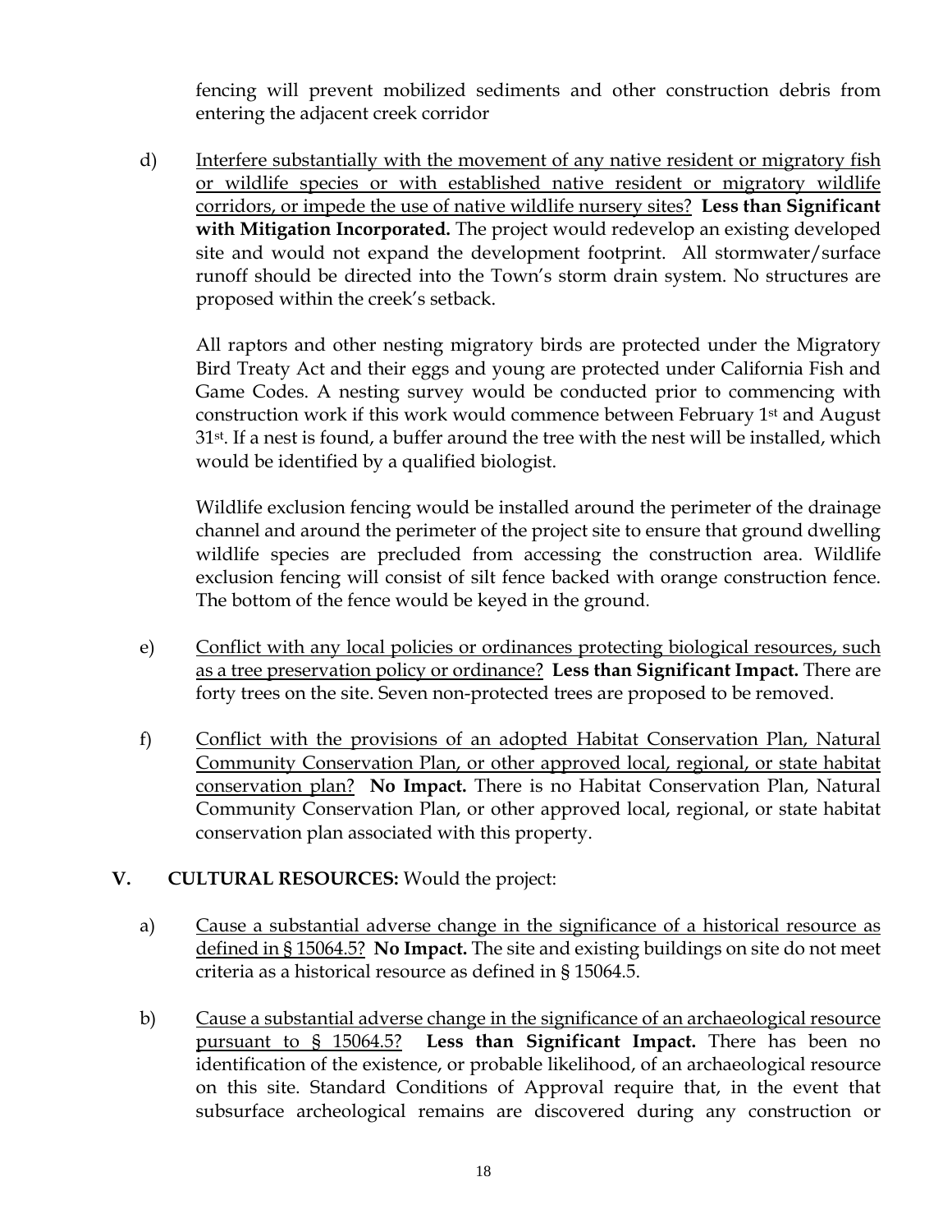fencing will prevent mobilized sediments and other construction debris from entering the adjacent creek corridor

d) Interfere substantially with the movement of any native resident or migratory fish or wildlife species or with established native resident or migratory wildlife corridors, or impede the use of native wildlife nursery sites? **Less than Significant with Mitigation Incorporated.** The project would redevelop an existing developed site and would not expand the development footprint. All stormwater/surface runoff should be directed into the Town's storm drain system. No structures are proposed within the creek's setback.

All raptors and other nesting migratory birds are protected under the Migratory Bird Treaty Act and their eggs and young are protected under California Fish and Game Codes. A nesting survey would be conducted prior to commencing with construction work if this work would commence between February 1st and August 31st. If a nest is found, a buffer around the tree with the nest will be installed, which would be identified by a qualified biologist.

Wildlife exclusion fencing would be installed around the perimeter of the drainage channel and around the perimeter of the project site to ensure that ground dwelling wildlife species are precluded from accessing the construction area. Wildlife exclusion fencing will consist of silt fence backed with orange construction fence. The bottom of the fence would be keyed in the ground.

e) Conflict with any local policies or ordinances protecting biological resources, such as a tree preservation policy or ordinance? **Less than Significant Impact.** There are forty trees on the site. Seven non-protected trees are proposed to be removed.

f) Conflict with the provisions of an adopted Habitat Conservation Plan, Natural Community Conservation Plan, or other approved local, regional, or state habitat conservation plan? **No Impact.** There is no Habitat Conservation Plan, Natural Community Conservation Plan, or other approved local, regional, or state habitat conservation plan associated with this property.

## V. CULTURAL RESOURCES: Would the project:

a) Cause a substantial adverse change in the significance of a historical resource as defined in § 15064.5? **No Impact.** The site and existing buildings on site do not meet criteria as a historical resource as defined in § 15064.5.

b) Cause a substantial adverse change in the significance of an archaeological resource pursuant to § 15064.5? **Less than Significant Impact.** There has been no identification of the existence, or probable likelihood, of an archaeological resource on this site. Standard Conditions of Approval require that, in the event that subsurface archeological remains are discovered during any construction or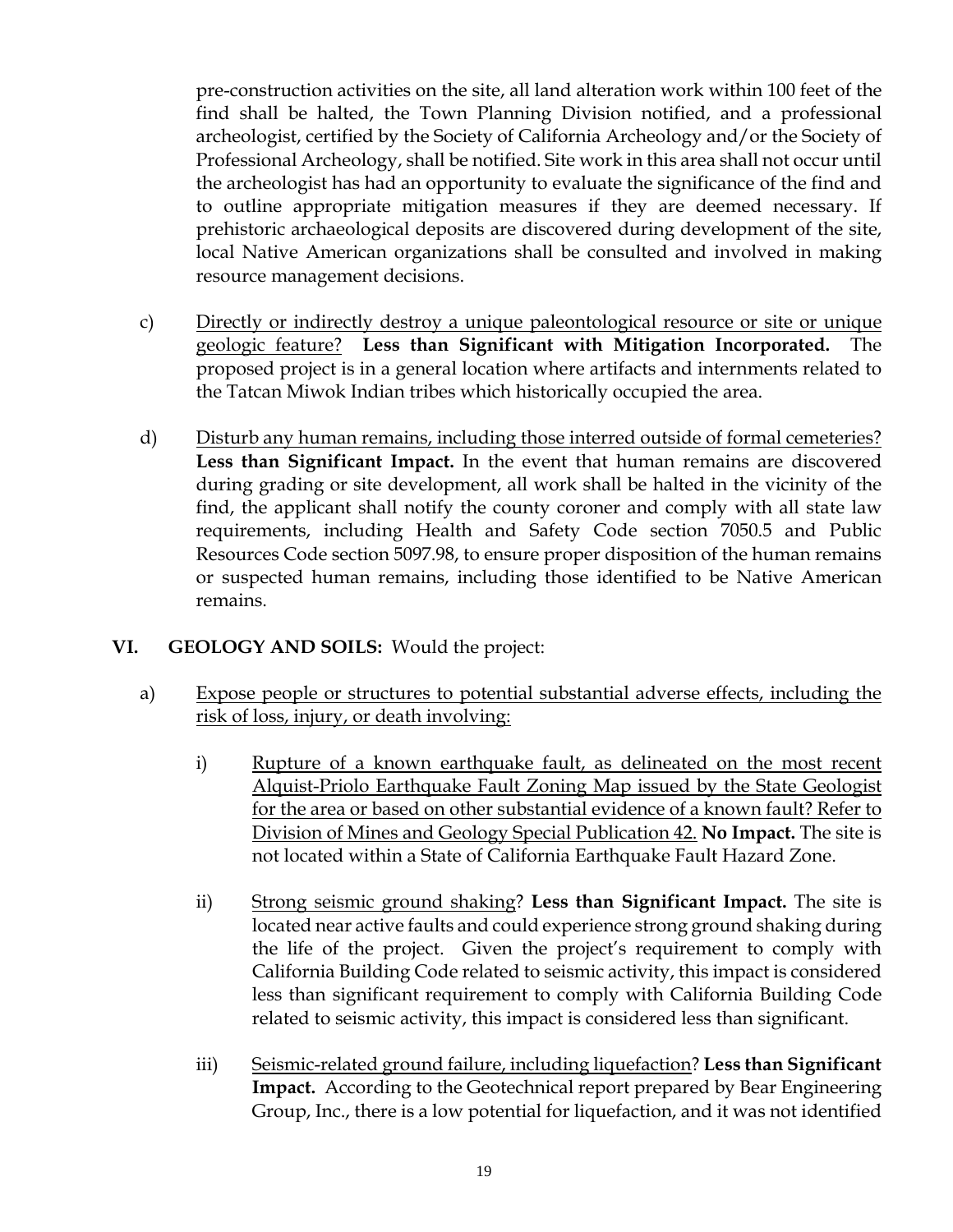pre-construction activities on the site, all land alteration work within 100 feet of the find shall be halted, the Town Planning Division notified, and a professional archeologist, certified by the Society of California Archeology and/or the Society of Professional Archeology, shall be notified. Site work in this area shall not occur until the archeologist has had an opportunity to evaluate the significance of the find and to outline appropriate mitigation measures if they are deemed necessary. If prehistoric archaeological deposits are discovered during development of the site, local Native American organizations shall be consulted and involved in making resource management decisions.

c) <u>Directly or indirectly destroy a unique paleontological resource or site or unique geologic feature?</u> **Less than Significant with Mitigation Incorporated.** The proposed project is in a general location where artifacts and internments related to the Tatcan Miwok Indian tribes which historically occupied the area.

d) <u>Disturb any human remains, including those interred outside of formal cemeteries?</u> **Less than Significant Impact.** In the event that human remains are discovered during grading or site development, all work shall be halted in the vicinity of the find, the applicant shall notify the county coroner and comply with all state law requirements, including Health and Safety Code section 7050.5 and Public Resources Code section 5097.98, to ensure proper disposition of the human remains or suspected human remains, including those identified to be Native American remains.

## VI. GEOLOGY AND SOILS: Would the project:

a) <u>Expose people or structures to potential substantial adverse effects, including the risk of loss, injury, or death involving:</u>

i) <u>Rupture of a known earthquake fault, as delineated on the most recent Alquist-Priolo Earthquake Fault Zoning Map issued by the State Geologist for the area or based on other substantial evidence of a known fault? Refer to Division of Mines and Geology Special Publication 42.</u> **No Impact.** The site is not located within a State of California Earthquake Fault Hazard Zone.

ii) <u>Strong seismic ground shaking</u>? **Less than Significant Impact.** The site is located near active faults and could experience strong ground shaking during the life of the project. Given the project's requirement to comply with California Building Code related to seismic activity, this impact is considered less than significant requirement to comply with California Building Code related to seismic activity, this impact is considered less than significant.

iii) <u>Seismic-related ground failure, including liquefaction</u>? **Less than Significant Impact.** According to the Geotechnical report prepared by Bear Engineering Group, Inc., there is a low potential for liquefaction, and it was not identified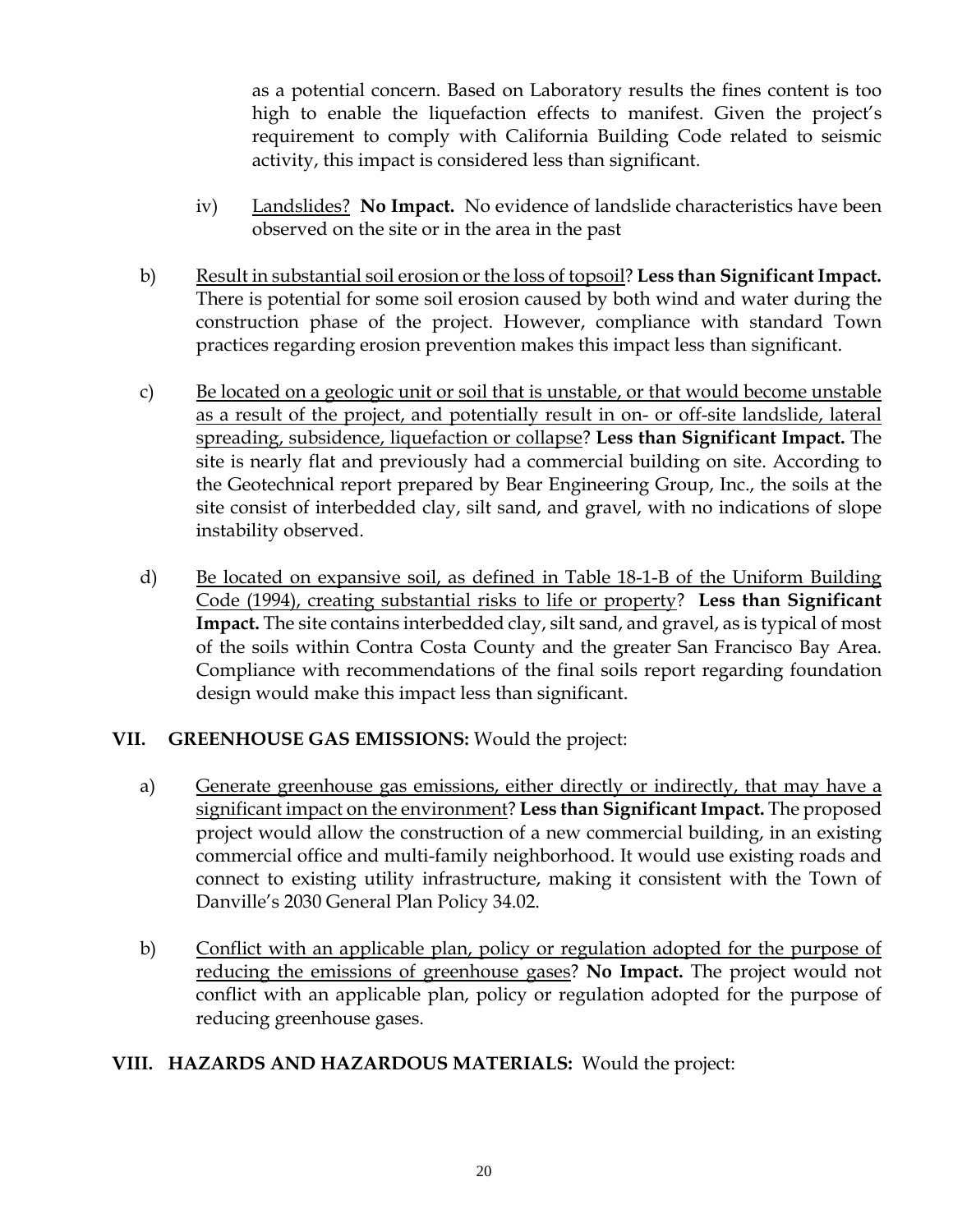as a potential concern. Based on Laboratory results the fines content is too high to enable the liquefaction effects to manifest. Given the project's requirement to comply with California Building Code related to seismic activity, this impact is considered less than significant.

iv) Landslides? **No Impact.** No evidence of landslide characteristics have been observed on the site or in the area in the past

b) Result in substantial soil erosion or the loss of topsoil? **Less than Significant Impact.** There is potential for some soil erosion caused by both wind and water during the construction phase of the project. However, compliance with standard Town practices regarding erosion prevention makes this impact less than significant.

c) Be located on a geologic unit or soil that is unstable, or that would become unstable as a result of the project, and potentially result in on- or off-site landslide, lateral spreading, subsidence, liquefaction or collapse? **Less than Significant Impact.** The site is nearly flat and previously had a commercial building on site. According to the Geotechnical report prepared by Bear Engineering Group, Inc., the soils at the site consist of interbedded clay, silt sand, and gravel, with no indications of slope instability observed.

d) Be located on expansive soil, as defined in Table 18-1-B of the Uniform Building Code (1994), creating substantial risks to life or property? **Less than Significant Impact.** The site contains interbedded clay, silt sand, and gravel, as is typical of most of the soils within Contra Costa County and the greater San Francisco Bay Area. Compliance with recommendations of the final soils report regarding foundation design would make this impact less than significant.

## VII. GREENHOUSE GAS EMISSIONS: Would the project:

a) Generate greenhouse gas emissions, either directly or indirectly, that may have a significant impact on the environment? **Less than Significant Impact.** The proposed project would allow the construction of a new commercial building, in an existing commercial office and multi-family neighborhood. It would use existing roads and connect to existing utility infrastructure, making it consistent with the Town of Danville's 2030 General Plan Policy 34.02.

b) Conflict with an applicable plan, policy or regulation adopted for the purpose of reducing the emissions of greenhouse gases? **No Impact.** The project would not conflict with an applicable plan, policy or regulation adopted for the purpose of reducing greenhouse gases.

## VIII. HAZARDS AND HAZARDOUS MATERIALS: Would the project: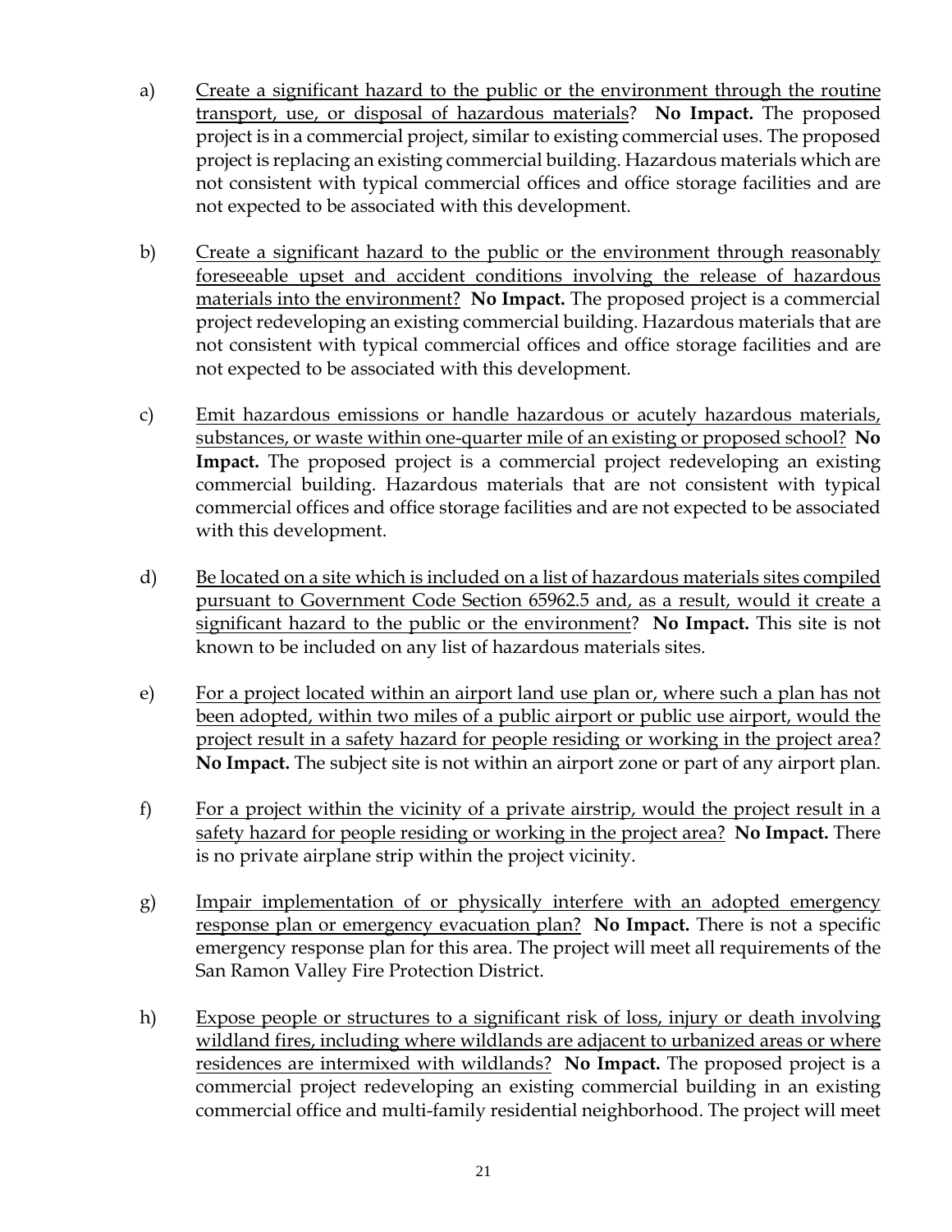a) <u>Create a significant hazard to the public or the environment through the routine transport, use, or disposal of hazardous materials</u>? **No Impact.** The proposed project is in a commercial project, similar to existing commercial uses. The proposed project is replacing an existing commercial building. Hazardous materials which are not consistent with typical commercial offices and office storage facilities and are not expected to be associated with this development.

b) <u>Create a significant hazard to the public or the environment through reasonably foreseeable upset and accident conditions involving the release of hazardous materials into the environment?</u> **No Impact.** The proposed project is a commercial project redeveloping an existing commercial building. Hazardous materials that are not consistent with typical commercial offices and office storage facilities and are not expected to be associated with this development.

c) <u>Emit hazardous emissions or handle hazardous or acutely hazardous materials, substances, or waste within one-quarter mile of an existing or proposed school?</u> **No Impact.** The proposed project is a commercial project redeveloping an existing commercial building. Hazardous materials that are not consistent with typical commercial offices and office storage facilities and are not expected to be associated with this development.

d) <u>Be located on a site which is included on a list of hazardous materials sites compiled pursuant to Government Code Section 65962.5 and, as a result, would it create a significant hazard to the public or the environment</u>? **No Impact.** This site is not known to be included on any list of hazardous materials sites.

e) <u>For a project located within an airport land use plan or, where such a plan has not been adopted, within two miles of a public airport or public use airport, would the project result in a safety hazard for people residing or working in the project area?</u> **No Impact.** The subject site is not within an airport zone or part of any airport plan.

f) <u>For a project within the vicinity of a private airstrip, would the project result in a safety hazard for people residing or working in the project area?</u> **No Impact.** There is no private airplane strip within the project vicinity.

g) <u>Impair implementation of or physically interfere with an adopted emergency response plan or emergency evacuation plan?</u> **No Impact.** There is not a specific emergency response plan for this area. The project will meet all requirements of the San Ramon Valley Fire Protection District.

h) <u>Expose people or structures to a significant risk of loss, injury or death involving wildland fires, including where wildlands are adjacent to urbanized areas or where residences are intermixed with wildlands?</u> **No Impact.** The proposed project is a commercial project redeveloping an existing commercial building in an existing commercial office and multi-family residential neighborhood. The project will meet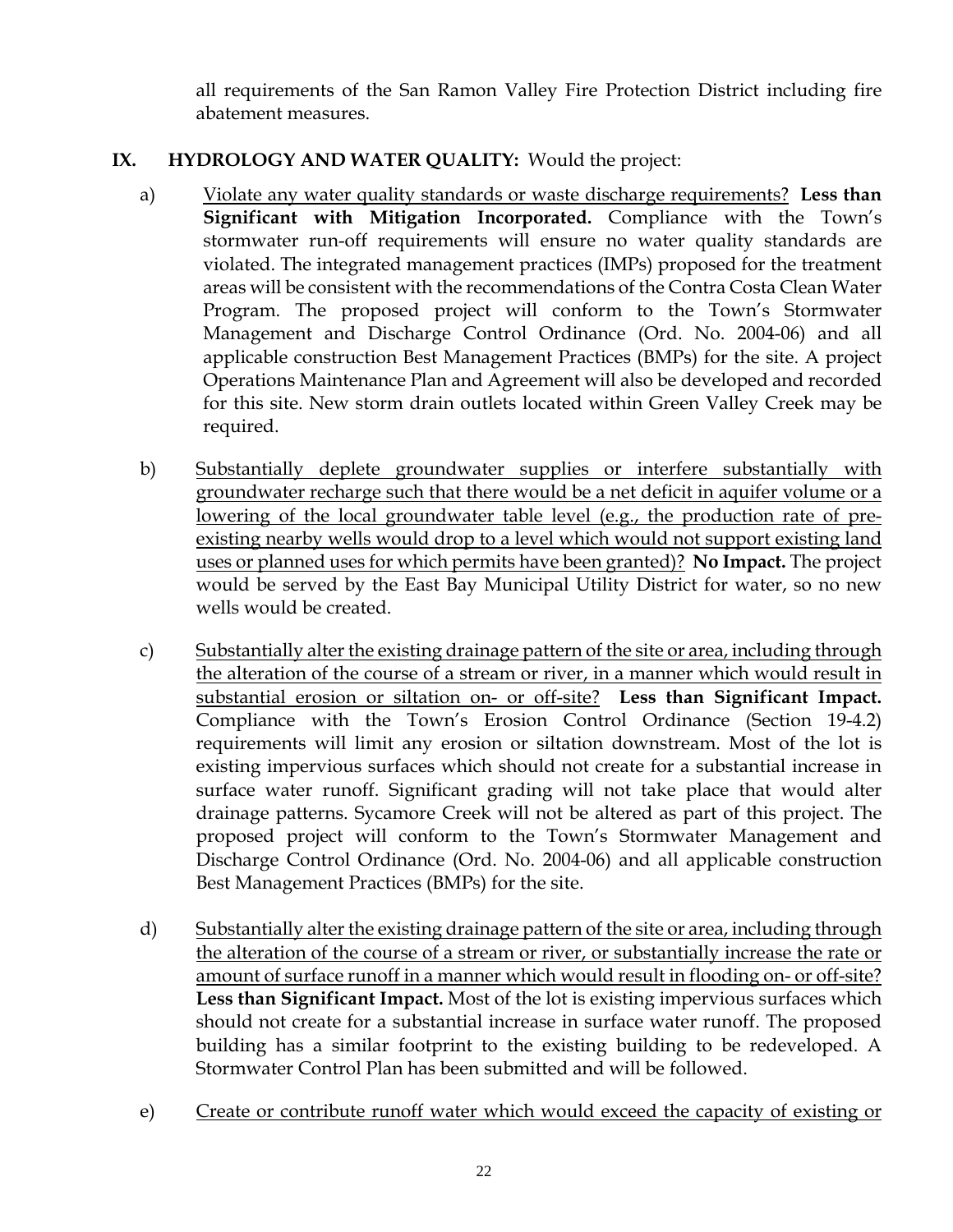all requirements of the San Ramon Valley Fire Protection District including fire abatement measures.

## IX. HYDROLOGY AND WATER QUALITY: Would the project:

a) Violate any water quality standards or waste discharge requirements? **Less than Significant with Mitigation Incorporated.** Compliance with the Town's stormwater run-off requirements will ensure no water quality standards are violated. The integrated management practices (IMPs) proposed for the treatment areas will be consistent with the recommendations of the Contra Costa Clean Water Program. The proposed project will conform to the Town's Stormwater Management and Discharge Control Ordinance (Ord. No. 2004-06) and all applicable construction Best Management Practices (BMPs) for the site. A project Operations Maintenance Plan and Agreement will also be developed and recorded for this site. New storm drain outlets located within Green Valley Creek may be required.

b) Substantially deplete groundwater supplies or interfere substantially with groundwater recharge such that there would be a net deficit in aquifer volume or a lowering of the local groundwater table level (e.g., the production rate of pre-existing nearby wells would drop to a level which would not support existing land uses or planned uses for which permits have been granted)? **No Impact.** The project would be served by the East Bay Municipal Utility District for water, so no new wells would be created.

c) Substantially alter the existing drainage pattern of the site or area, including through the alteration of the course of a stream or river, in a manner which would result in substantial erosion or siltation on- or off-site? **Less than Significant Impact.** Compliance with the Town's Erosion Control Ordinance (Section 19-4.2) requirements will limit any erosion or siltation downstream. Most of the lot is existing impervious surfaces which should not create for a substantial increase in surface water runoff. Significant grading will not take place that would alter drainage patterns. Sycamore Creek will not be altered as part of this project. The proposed project will conform to the Town's Stormwater Management and Discharge Control Ordinance (Ord. No. 2004-06) and all applicable construction Best Management Practices (BMPs) for the site.

d) Substantially alter the existing drainage pattern of the site or area, including through the alteration of the course of a stream or river, or substantially increase the rate or amount of surface runoff in a manner which would result in flooding on- or off-site? **Less than Significant Impact.** Most of the lot is existing impervious surfaces which should not create for a substantial increase in surface water runoff. The proposed building has a similar footprint to the existing building to be redeveloped. A Stormwater Control Plan has been submitted and will be followed.

e) Create or contribute runoff water which would exceed the capacity of existing or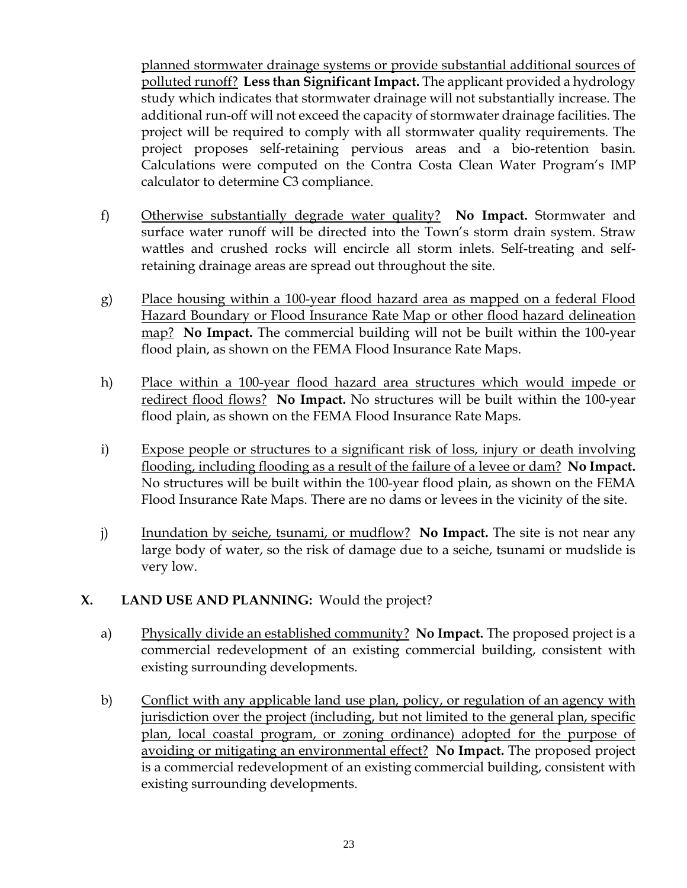planned stormwater drainage systems or provide substantial additional sources of polluted runoff? **Less than Significant Impact.** The applicant provided a hydrology study which indicates that stormwater drainage will not substantially increase. The additional run-off will not exceed the capacity of stormwater drainage facilities. The project will be required to comply with all stormwater quality requirements. The project proposes self-retaining pervious areas and a bio-retention basin. Calculations were computed on the Contra Costa Clean Water Program's IMP calculator to determine C3 compliance.

f) Otherwise substantially degrade water quality? **No Impact.** Stormwater and surface water runoff will be directed into the Town's storm drain system. Straw wattles and crushed rocks will encircle all storm inlets. Self-treating and self-retaining drainage areas are spread out throughout the site.

g) Place housing within a 100-year flood hazard area as mapped on a federal Flood Hazard Boundary or Flood Insurance Rate Map or other flood hazard delineation map? **No Impact.** The commercial building will not be built within the 100-year flood plain, as shown on the FEMA Flood Insurance Rate Maps.

h) Place within a 100-year flood hazard area structures which would impede or redirect flood flows? **No Impact.** No structures will be built within the 100-year flood plain, as shown on the FEMA Flood Insurance Rate Maps.

i) Expose people or structures to a significant risk of loss, injury or death involving flooding, including flooding as a result of the failure of a levee or dam? **No Impact.** No structures will be built within the 100-year flood plain, as shown on the FEMA Flood Insurance Rate Maps. There are no dams or levees in the vicinity of the site.

j) Inundation by seiche, tsunami, or mudflow? **No Impact.** The site is not near any large body of water, so the risk of damage due to a seiche, tsunami or mudslide is very low.

## X. LAND USE AND PLANNING: Would the project?

a) Physically divide an established community? **No Impact.** The proposed project is a commercial redevelopment of an existing commercial building, consistent with existing surrounding developments.

b) Conflict with any applicable land use plan, policy, or regulation of an agency with jurisdiction over the project (including, but not limited to the general plan, specific plan, local coastal program, or zoning ordinance) adopted for the purpose of avoiding or mitigating an environmental effect? **No Impact.** The proposed project is a commercial redevelopment of an existing commercial building, consistent with existing surrounding developments.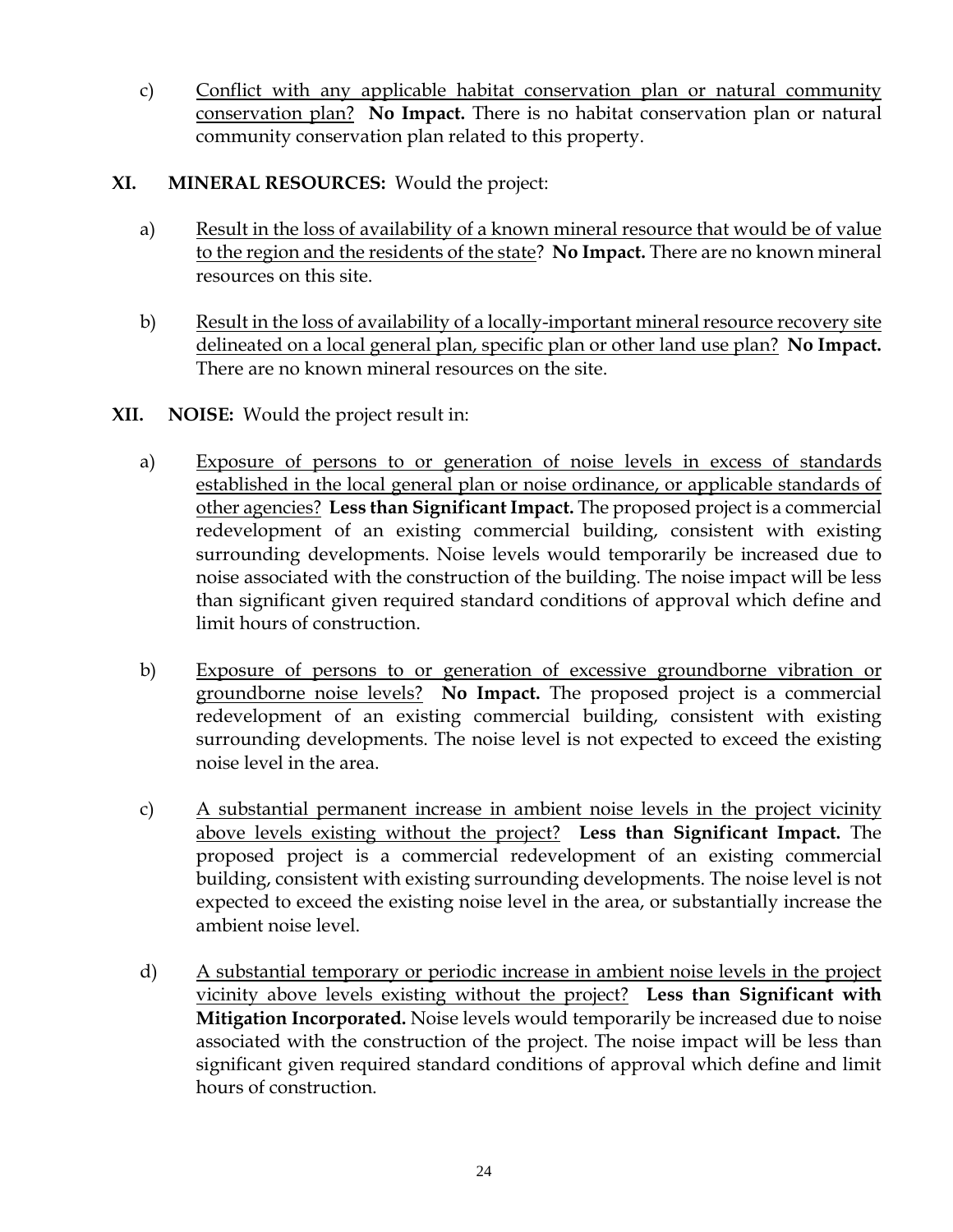c) Conflict with any applicable habitat conservation plan or natural community conservation plan? **No Impact.** There is no habitat conservation plan or natural community conservation plan related to this property.

**XI. MINERAL RESOURCES:** Would the project:

a) Result in the loss of availability of a known mineral resource that would be of value to the region and the residents of the state? **No Impact.** There are no known mineral resources on this site.

b) Result in the loss of availability of a locally-important mineral resource recovery site delineated on a local general plan, specific plan or other land use plan? **No Impact.** There are no known mineral resources on the site.

**XII. NOISE:** Would the project result in:

a) Exposure of persons to or generation of noise levels in excess of standards established in the local general plan or noise ordinance, or applicable standards of other agencies? **Less than Significant Impact.** The proposed project is a commercial redevelopment of an existing commercial building, consistent with existing surrounding developments. Noise levels would temporarily be increased due to noise associated with the construction of the building. The noise impact will be less than significant given required standard conditions of approval which define and limit hours of construction.

b) Exposure of persons to or generation of excessive groundborne vibration or groundborne noise levels? **No Impact.** The proposed project is a commercial redevelopment of an existing commercial building, consistent with existing surrounding developments. The noise level is not expected to exceed the existing noise level in the area.

c) A substantial permanent increase in ambient noise levels in the project vicinity above levels existing without the project? **Less than Significant Impact.** The proposed project is a commercial redevelopment of an existing commercial building, consistent with existing surrounding developments. The noise level is not expected to exceed the existing noise level in the area, or substantially increase the ambient noise level.

d) A substantial temporary or periodic increase in ambient noise levels in the project vicinity above levels existing without the project? **Less than Significant with Mitigation Incorporated.** Noise levels would temporarily be increased due to noise associated with the construction of the project. The noise impact will be less than significant given required standard conditions of approval which define and limit hours of construction.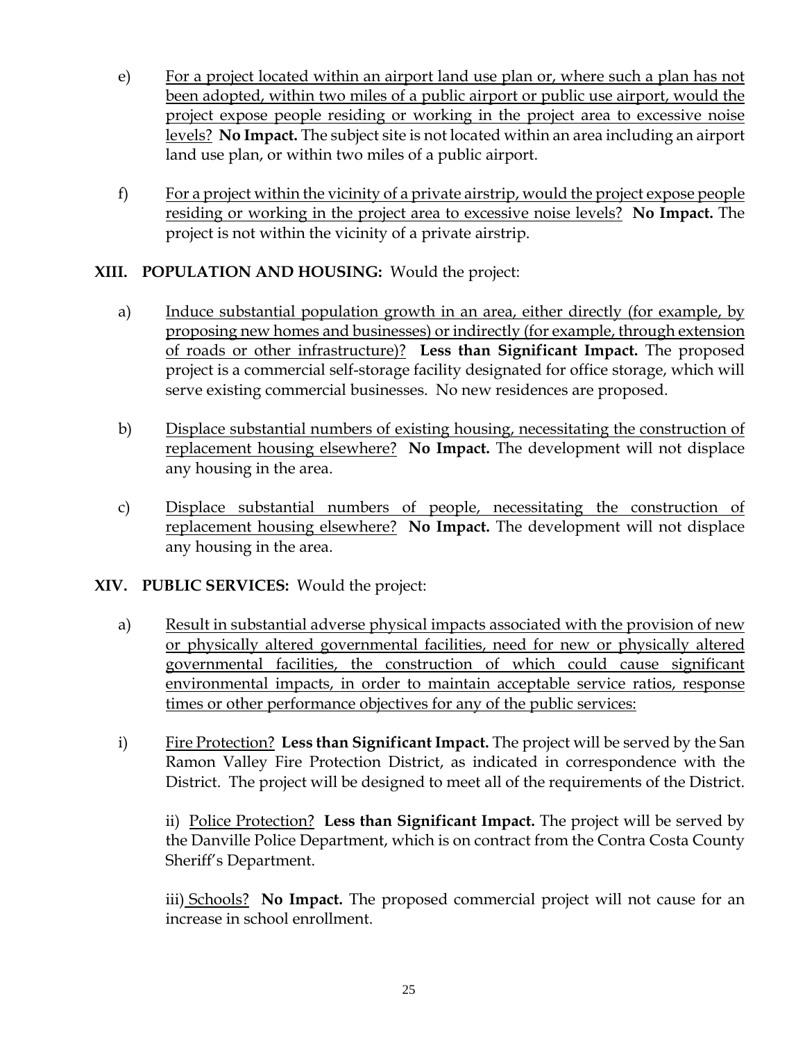e) For a project located within an airport land use plan or, where such a plan has not been adopted, within two miles of a public airport or public use airport, would the project expose people residing or working in the project area to excessive noise levels? **No Impact.** The subject site is not located within an area including an airport land use plan, or within two miles of a public airport.

f) For a project within the vicinity of a private airstrip, would the project expose people residing or working in the project area to excessive noise levels? **No Impact.** The project is not within the vicinity of a private airstrip.

## XIII. POPULATION AND HOUSING: Would the project:

a) Induce substantial population growth in an area, either directly (for example, by proposing new homes and businesses) or indirectly (for example, through extension of roads or other infrastructure)? **Less than Significant Impact.** The proposed project is a commercial self-storage facility designated for office storage, which will serve existing commercial businesses. No new residences are proposed.

b) Displace substantial numbers of existing housing, necessitating the construction of replacement housing elsewhere? **No Impact.** The development will not displace any housing in the area.

c) Displace substantial numbers of people, necessitating the construction of replacement housing elsewhere? **No Impact.** The development will not displace any housing in the area.

## XIV. PUBLIC SERVICES: Would the project:

a) Result in substantial adverse physical impacts associated with the provision of new or physically altered governmental facilities, need for new or physically altered governmental facilities, the construction of which could cause significant environmental impacts, in order to maintain acceptable service ratios, response times or other performance objectives for any of the public services:

i) Fire Protection? **Less than Significant Impact.** The project will be served by the San Ramon Valley Fire Protection District, as indicated in correspondence with the District. The project will be designed to meet all of the requirements of the District.

ii) Police Protection? **Less than Significant Impact.** The project will be served by the Danville Police Department, which is on contract from the Contra Costa County Sheriff's Department.

iii) Schools? **No Impact.** The proposed commercial project will not cause for an increase in school enrollment.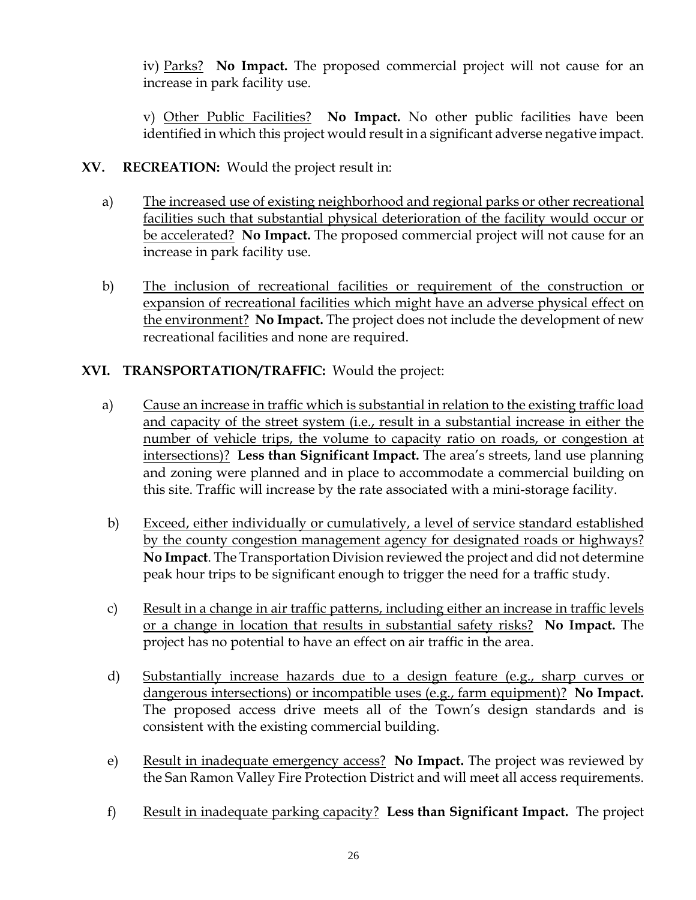iv) <u>Parks?</u> **No Impact.** The proposed commercial project will not cause for an increase in park facility use.

v) <u>Other Public Facilities?</u> **No Impact.** No other public facilities have been identified in which this project would result in a significant adverse negative impact.

**XV. RECREATION:** Would the project result in:

a) <u>The increased use of existing neighborhood and regional parks or other recreational facilities such that substantial physical deterioration of the facility would occur or be accelerated?</u> **No Impact.** The proposed commercial project will not cause for an increase in park facility use.

b) <u>The inclusion of recreational facilities or requirement of the construction or expansion of recreational facilities which might have an adverse physical effect on the environment?</u> **No Impact.** The project does not include the development of new recreational facilities and none are required.

**XVI. TRANSPORTATION/TRAFFIC:** Would the project:

a) <u>Cause an increase in traffic which is substantial in relation to the existing traffic load and capacity of the street system (i.e., result in a substantial increase in either the number of vehicle trips, the volume to capacity ratio on roads, or congestion at intersections)?</u> **Less than Significant Impact.** The area's streets, land use planning and zoning were planned and in place to accommodate a commercial building on this site. Traffic will increase by the rate associated with a mini-storage facility.

b) <u>Exceed, either individually or cumulatively, a level of service standard established by the county congestion management agency for designated roads or highways?</u> **No Impact**. The Transportation Division reviewed the project and did not determine peak hour trips to be significant enough to trigger the need for a traffic study.

c) <u>Result in a change in air traffic patterns, including either an increase in traffic levels or a change in location that results in substantial safety risks?</u> **No Impact.** The project has no potential to have an effect on air traffic in the area.

d) <u>Substantially increase hazards due to a design feature (e.g., sharp curves or dangerous intersections) or incompatible uses (e.g., farm equipment)?</u> **No Impact.** The proposed access drive meets all of the Town's design standards and is consistent with the existing commercial building.

e) <u>Result in inadequate emergency access?</u> **No Impact.** The project was reviewed by the San Ramon Valley Fire Protection District and will meet all access requirements.

f) <u>Result in inadequate parking capacity?</u> **Less than Significant Impact.** The project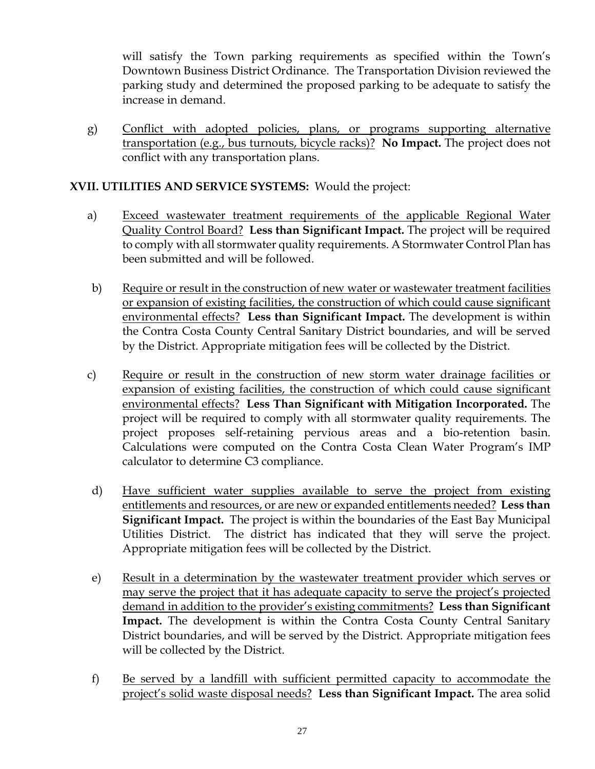will satisfy the Town parking requirements as specified within the Town's Downtown Business District Ordinance. The Transportation Division reviewed the parking study and determined the proposed parking to be adequate to satisfy the increase in demand.

g) Conflict with adopted policies, plans, or programs supporting alternative transportation (e.g., bus turnouts, bicycle racks)? **No Impact.** The project does not conflict with any transportation plans.

**XVII. UTILITIES AND SERVICE SYSTEMS:** Would the project:

a) Exceed wastewater treatment requirements of the applicable Regional Water Quality Control Board? **Less than Significant Impact.** The project will be required to comply with all stormwater quality requirements. A Stormwater Control Plan has been submitted and will be followed.

b) Require or result in the construction of new water or wastewater treatment facilities or expansion of existing facilities, the construction of which could cause significant environmental effects? **Less than Significant Impact.** The development is within the Contra Costa County Central Sanitary District boundaries, and will be served by the District. Appropriate mitigation fees will be collected by the District.

c) Require or result in the construction of new storm water drainage facilities or expansion of existing facilities, the construction of which could cause significant environmental effects? **Less Than Significant with Mitigation Incorporated.** The project will be required to comply with all stormwater quality requirements. The project proposes self-retaining pervious areas and a bio-retention basin. Calculations were computed on the Contra Costa Clean Water Program's IMP calculator to determine C3 compliance.

d) Have sufficient water supplies available to serve the project from existing entitlements and resources, or are new or expanded entitlements needed? **Less than Significant Impact.** The project is within the boundaries of the East Bay Municipal Utilities District. The district has indicated that they will serve the project. Appropriate mitigation fees will be collected by the District.

e) Result in a determination by the wastewater treatment provider which serves or may serve the project that it has adequate capacity to serve the project's projected demand in addition to the provider's existing commitments? **Less than Significant Impact.** The development is within the Contra Costa County Central Sanitary District boundaries, and will be served by the District. Appropriate mitigation fees will be collected by the District.

f) Be served by a landfill with sufficient permitted capacity to accommodate the project's solid waste disposal needs? **Less than Significant Impact.** The area solid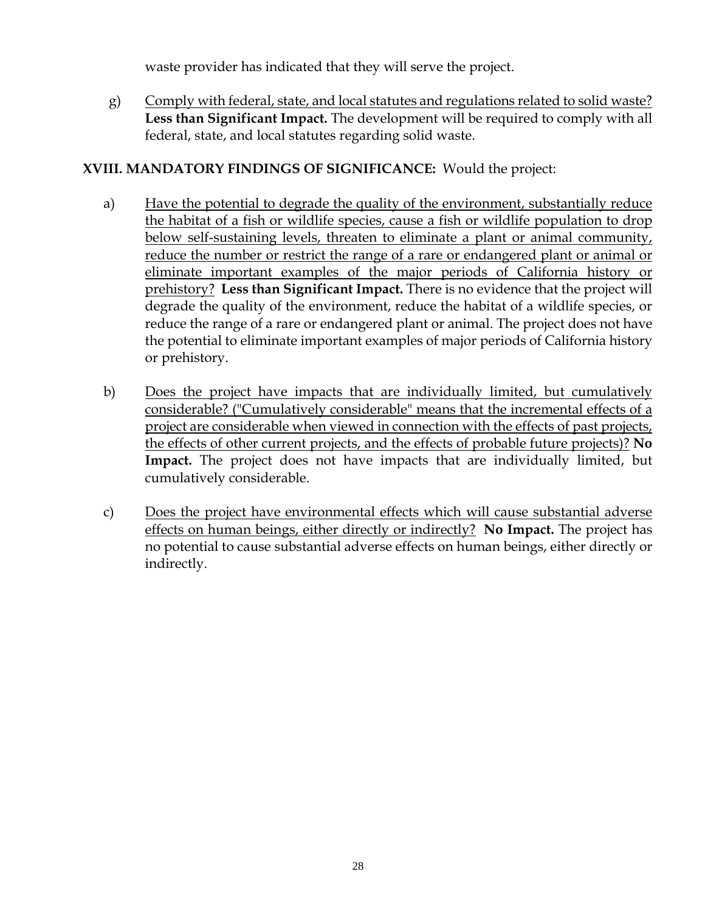waste provider has indicated that they will serve the project.

g) Comply with federal, state, and local statutes and regulations related to solid waste? **Less than Significant Impact.** The development will be required to comply with all federal, state, and local statutes regarding solid waste.

**XVIII. MANDATORY FINDINGS OF SIGNIFICANCE:** Would the project:

a) Have the potential to degrade the quality of the environment, substantially reduce the habitat of a fish or wildlife species, cause a fish or wildlife population to drop below self-sustaining levels, threaten to eliminate a plant or animal community, reduce the number or restrict the range of a rare or endangered plant or animal or eliminate important examples of the major periods of California history or prehistory? **Less than Significant Impact.** There is no evidence that the project will degrade the quality of the environment, reduce the habitat of a wildlife species, or reduce the range of a rare or endangered plant or animal. The project does not have the potential to eliminate important examples of major periods of California history or prehistory.

b) Does the project have impacts that are individually limited, but cumulatively considerable? ("Cumulatively considerable" means that the incremental effects of a project are considerable when viewed in connection with the effects of past projects, the effects of other current projects, and the effects of probable future projects)? **No Impact.** The project does not have impacts that are individually limited, but cumulatively considerable.

c) Does the project have environmental effects which will cause substantial adverse effects on human beings, either directly or indirectly? **No Impact.** The project has no potential to cause substantial adverse effects on human beings, either directly or indirectly.